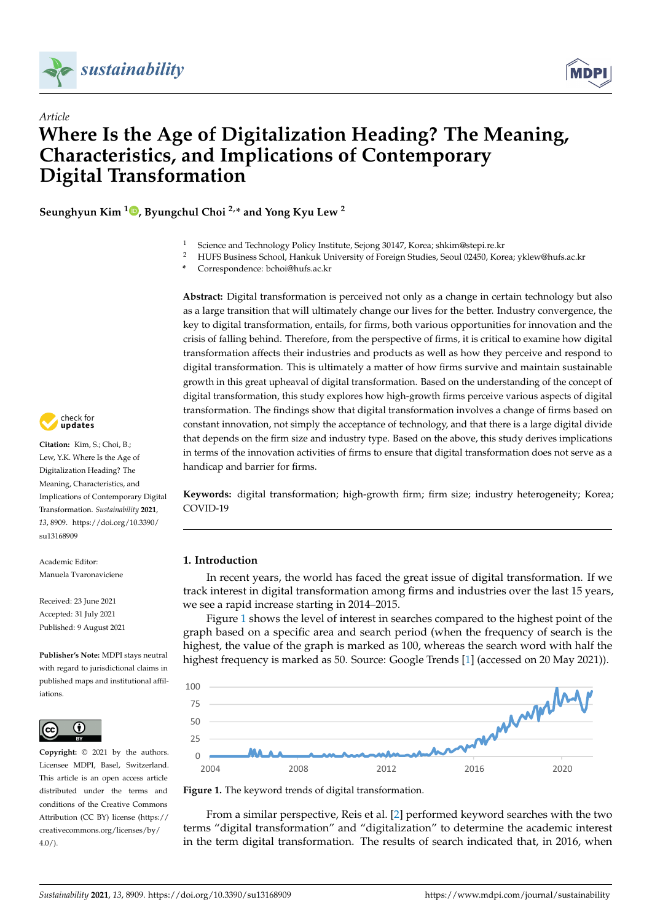*Article*

# Where Is the Age of Digitalization Heading? The Meaning, Characteristics, and Implications of Contemporary Digital Transformation

**Seunghyun Kim [1], Byungchul Choi [2,*] and Yong Kyu Lew [2]**

[1] Science and Technology Policy Institute, Sejong 30147, Korea; shkim@stepi.re.kr
[2] HUFS Business School, Hankuk University of Foreign Studies, Seoul 02450, Korea; yklew@hufs.ac.kr
\* Correspondence: bchoi@hufs.ac.kr

**Abstract:** Digital transformation is perceived not only as a change in certain technology but also as a large transition that will ultimately change our lives for the better. Industry convergence, the key to digital transformation, entails, for firms, both various opportunities for innovation and the crisis of falling behind. Therefore, from the perspective of firms, it is critical to examine how digital transformation affects their industries and products as well as how they perceive and respond to digital transformation. This is ultimately a matter of how firms survive and maintain sustainable growth in this great upheaval of digital transformation. Based on the understanding of the concept of digital transformation, this study explores how high-growth firms perceive various aspects of digital transformation. The findings show that digital transformation involves a change of firms based on constant innovation, not simply the acceptance of technology, and that there is a large digital divide that depends on the firm size and industry type. Based on the above, this study derives implications in terms of the innovation activities of firms to ensure that digital transformation does not serve as a handicap and barrier for firms.

**Keywords:** digital transformation; high-growth firm; firm size; industry heterogeneity; Korea; COVID-19

**Citation:** Kim, S.; Choi, B.; Lew, Y.K. Where Is the Age of Digitalization Heading? The Meaning, Characteristics, and Implications of Contemporary Digital Transformation. *Sustainability* **2021**, *13*, 8909. https://doi.org/10.3390/su13168909

Academic Editor: Manuela Tvaronaviciene

Received: 23 June 2021
Accepted: 31 July 2021
Published: 9 August 2021

**Publisher's Note:** MDPI stays neutral with regard to jurisdictional claims in published maps and institutional affiliations.

**Copyright:** © 2021 by the authors. Licensee MDPI, Basel, Switzerland. This article is an open access article distributed under the terms and conditions of the Creative Commons Attribution (CC BY) license (https://creativecommons.org/licenses/by/4.0/).

## 1. Introduction

In recent years, the world has faced the great issue of digital transformation. If we track interest in digital transformation among firms and industries over the last 15 years, we see a rapid increase starting in 2014–2015.

Figure 1 shows the level of interest in searches compared to the highest point of the graph based on a specific area and search period (when the frequency of search is the highest, the value of the graph is marked as 100, whereas the search word with half the highest frequency is marked as 50. Source: Google Trends [1] (accessed on 20 May 2021)).

**Figure 1.** The keyword trends of digital transformation.

From a similar perspective, Reis et al. [2] performed keyword searches with the two terms "digital transformation" and "digitalization" to determine the academic interest in the term digital transformation. The results of search indicated that, in 2016, when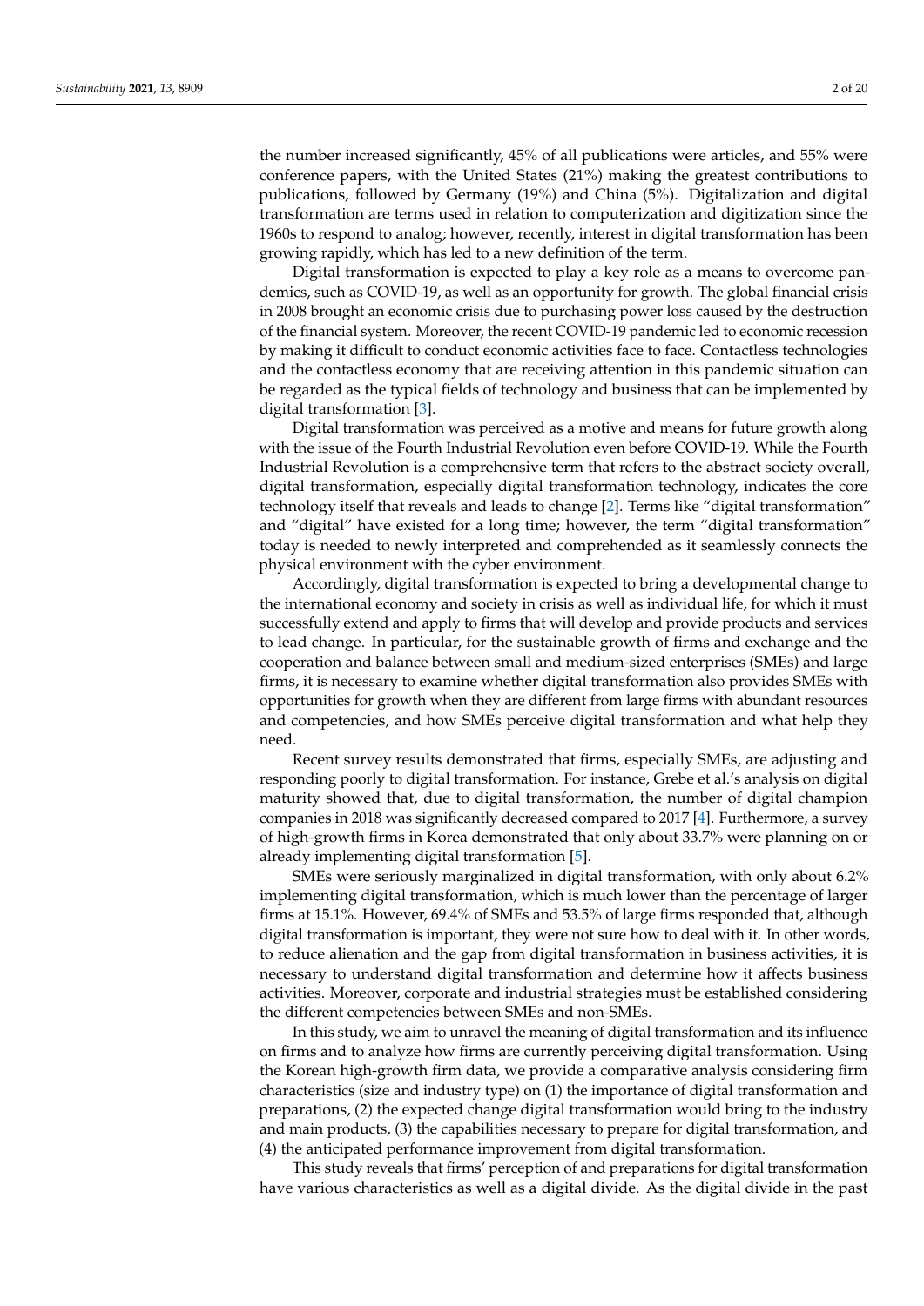the number increased significantly, 45% of all publications were articles, and 55% were conference papers, with the United States (21%) making the greatest contributions to publications, followed by Germany (19%) and China (5%). Digitalization and digital transformation are terms used in relation to computerization and digitization since the 1960s to respond to analog; however, recently, interest in digital transformation has been growing rapidly, which has led to a new definition of the term.

Digital transformation is expected to play a key role as a means to overcome pandemics, such as COVID-19, as well as an opportunity for growth. The global financial crisis in 2008 brought an economic crisis due to purchasing power loss caused by the destruction of the financial system. Moreover, the recent COVID-19 pandemic led to economic recession by making it difficult to conduct economic activities face to face. Contactless technologies and the contactless economy that are receiving attention in this pandemic situation can be regarded as the typical fields of technology and business that can be implemented by digital transformation [3].

Digital transformation was perceived as a motive and means for future growth along with the issue of the Fourth Industrial Revolution even before COVID-19. While the Fourth Industrial Revolution is a comprehensive term that refers to the abstract society overall, digital transformation, especially digital transformation technology, indicates the core technology itself that reveals and leads to change [2]. Terms like "digital transformation" and "digital" have existed for a long time; however, the term "digital transformation" today is needed to newly interpreted and comprehended as it seamlessly connects the physical environment with the cyber environment.

Accordingly, digital transformation is expected to bring a developmental change to the international economy and society in crisis as well as individual life, for which it must successfully extend and apply to firms that will develop and provide products and services to lead change. In particular, for the sustainable growth of firms and exchange and the cooperation and balance between small and medium-sized enterprises (SMEs) and large firms, it is necessary to examine whether digital transformation also provides SMEs with opportunities for growth when they are different from large firms with abundant resources and competencies, and how SMEs perceive digital transformation and what help they need.

Recent survey results demonstrated that firms, especially SMEs, are adjusting and responding poorly to digital transformation. For instance, Grebe et al.'s analysis on digital maturity showed that, due to digital transformation, the number of digital champion companies in 2018 was significantly decreased compared to 2017 [4]. Furthermore, a survey of high-growth firms in Korea demonstrated that only about 33.7% were planning on or already implementing digital transformation [5].

SMEs were seriously marginalized in digital transformation, with only about 6.2% implementing digital transformation, which is much lower than the percentage of larger firms at 15.1%. However, 69.4% of SMEs and 53.5% of large firms responded that, although digital transformation is important, they were not sure how to deal with it. In other words, to reduce alienation and the gap from digital transformation in business activities, it is necessary to understand digital transformation and determine how it affects business activities. Moreover, corporate and industrial strategies must be established considering the different competencies between SMEs and non-SMEs.

In this study, we aim to unravel the meaning of digital transformation and its influence on firms and to analyze how firms are currently perceiving digital transformation. Using the Korean high-growth firm data, we provide a comparative analysis considering firm characteristics (size and industry type) on (1) the importance of digital transformation and preparations, (2) the expected change digital transformation would bring to the industry and main products, (3) the capabilities necessary to prepare for digital transformation, and (4) the anticipated performance improvement from digital transformation.

This study reveals that firms' perception of and preparations for digital transformation have various characteristics as well as a digital divide. As the digital divide in the past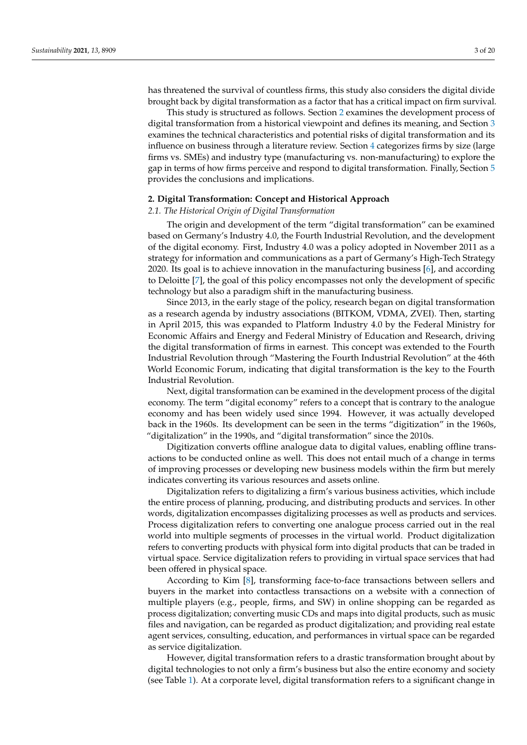has threatened the survival of countless firms, this study also considers the digital divide brought back by digital transformation as a factor that has a critical impact on firm survival.

This study is structured as follows. Section 2 examines the development process of digital transformation from a historical viewpoint and defines its meaning, and Section 3 examines the technical characteristics and potential risks of digital transformation and its influence on business through a literature review. Section 4 categorizes firms by size (large firms vs. SMEs) and industry type (manufacturing vs. non-manufacturing) to explore the gap in terms of how firms perceive and respond to digital transformation. Finally, Section 5 provides the conclusions and implications.

## 2. Digital Transformation: Concept and Historical Approach

### 2.1. The Historical Origin of Digital Transformation

The origin and development of the term "digital transformation" can be examined based on Germany's Industry 4.0, the Fourth Industrial Revolution, and the development of the digital economy. First, Industry 4.0 was a policy adopted in November 2011 as a strategy for information and communications as a part of Germany's High-Tech Strategy 2020. Its goal is to achieve innovation in the manufacturing business [6], and according to Deloitte [7], the goal of this policy encompasses not only the development of specific technology but also a paradigm shift in the manufacturing business.

Since 2013, in the early stage of the policy, research began on digital transformation as a research agenda by industry associations (BITKOM, VDMA, ZVEI). Then, starting in April 2015, this was expanded to Platform Industry 4.0 by the Federal Ministry for Economic Affairs and Energy and Federal Ministry of Education and Research, driving the digital transformation of firms in earnest. This concept was extended to the Fourth Industrial Revolution through "Mastering the Fourth Industrial Revolution" at the 46th World Economic Forum, indicating that digital transformation is the key to the Fourth Industrial Revolution.

Next, digital transformation can be examined in the development process of the digital economy. The term "digital economy" refers to a concept that is contrary to the analogue economy and has been widely used since 1994. However, it was actually developed back in the 1960s. Its development can be seen in the terms "digitization" in the 1960s, "digitalization" in the 1990s, and "digital transformation" since the 2010s.

Digitization converts offline analogue data to digital values, enabling offline transactions to be conducted online as well. This does not entail much of a change in terms of improving processes or developing new business models within the firm but merely indicates converting its various resources and assets online.

Digitalization refers to digitalizing a firm's various business activities, which include the entire process of planning, producing, and distributing products and services. In other words, digitalization encompasses digitalizing processes as well as products and services. Process digitalization refers to converting one analogue process carried out in the real world into multiple segments of processes in the virtual world. Product digitalization refers to converting products with physical form into digital products that can be traded in virtual space. Service digitalization refers to providing in virtual space services that had been offered in physical space.

According to Kim [8], transforming face-to-face transactions between sellers and buyers in the market into contactless transactions on a website with a connection of multiple players (e.g., people, firms, and SW) in online shopping can be regarded as process digitalization; converting music CDs and maps into digital products, such as music files and navigation, can be regarded as product digitalization; and providing real estate agent services, consulting, education, and performances in virtual space can be regarded as service digitalization.

However, digital transformation refers to a drastic transformation brought about by digital technologies to not only a firm's business but also the entire economy and society (see Table 1). At a corporate level, digital transformation refers to a significant change in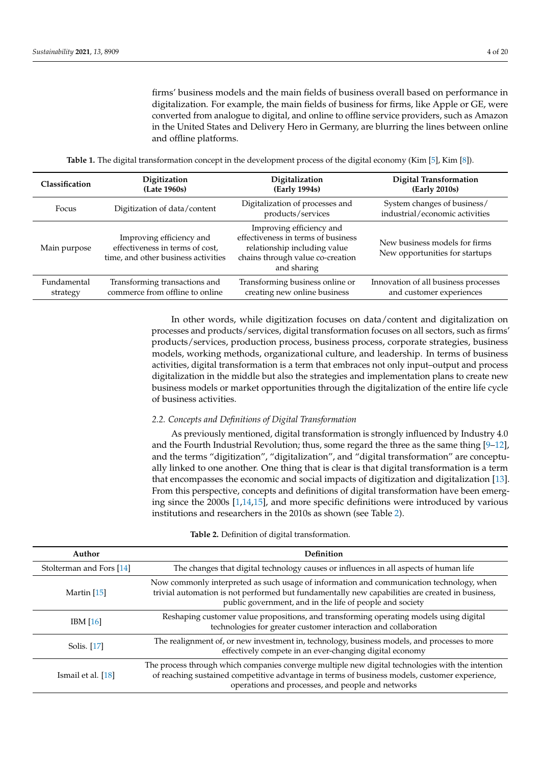firms' business models and the main fields of business overall based on performance in digitalization. For example, the main fields of business for firms, like Apple or GE, were converted from analogue to digital, and online to offline service providers, such as Amazon in the United States and Delivery Hero in Germany, are blurring the lines between online and offline platforms.

**Table 1.** The digital transformation concept in the development process of the digital economy (Kim [5], Kim [8]).

| Classification | Digitization (Late 1960s) | Digitalization (Early 1994s) | Digital Transformation (Early 2010s) |
|---|---|---|---|
| Focus | Digitization of data/content | Digitalization of processes and products/services | System changes of business/ industrial/economic activities |
| Main purpose | Improving efficiency and effectiveness in terms of cost, time, and other business activities | Improving efficiency and effectiveness in terms of business relationship including value chains through value co-creation and sharing | New business models for firms New opportunities for startups |
| Fundamental strategy | Transforming transactions and commerce from offline to online | Transforming business online or creating new online business | Innovation of all business processes and customer experiences |

In other words, while digitization focuses on data/content and digitalization on processes and products/services, digital transformation focuses on all sectors, such as firms' products/services, production process, business process, corporate strategies, business models, working methods, organizational culture, and leadership. In terms of business activities, digital transformation is a term that embraces not only input–output and process digitalization in the middle but also the strategies and implementation plans to create new business models or market opportunities through the digitalization of the entire life cycle of business activities.

### *2.2. Concepts and Definitions of Digital Transformation*

As previously mentioned, digital transformation is strongly influenced by Industry 4.0 and the Fourth Industrial Revolution; thus, some regard the three as the same thing [9–12], and the terms "digitization", "digitalization", and "digital transformation" are conceptually linked to one another. One thing that is clear is that digital transformation is a term that encompasses the economic and social impacts of digitization and digitalization [13]. From this perspective, concepts and definitions of digital transformation have been emerging since the 2000s [1,14,15], and more specific definitions were introduced by various institutions and researchers in the 2010s as shown (see Table 2).

**Table 2.** Definition of digital transformation.

| Author | Definition |
|---|---|
| Stolterman and Fors [14] | The changes that digital technology causes or influences in all aspects of human life |
| Martin [15] | Now commonly interpreted as such usage of information and communication technology, when trivial automation is not performed but fundamentally new capabilities are created in business, public government, and in the life of people and society |
| IBM [16] | Reshaping customer value propositions, and transforming operating models using digital technologies for greater customer interaction and collaboration |
| Solis. [17] | The realignment of, or new investment in, technology, business models, and processes to more effectively compete in an ever-changing digital economy |
| Ismail et al. [18] | The process through which companies converge multiple new digital technologies with the intention of reaching sustained competitive advantage in terms of business models, customer experience, operations and processes, and people and networks |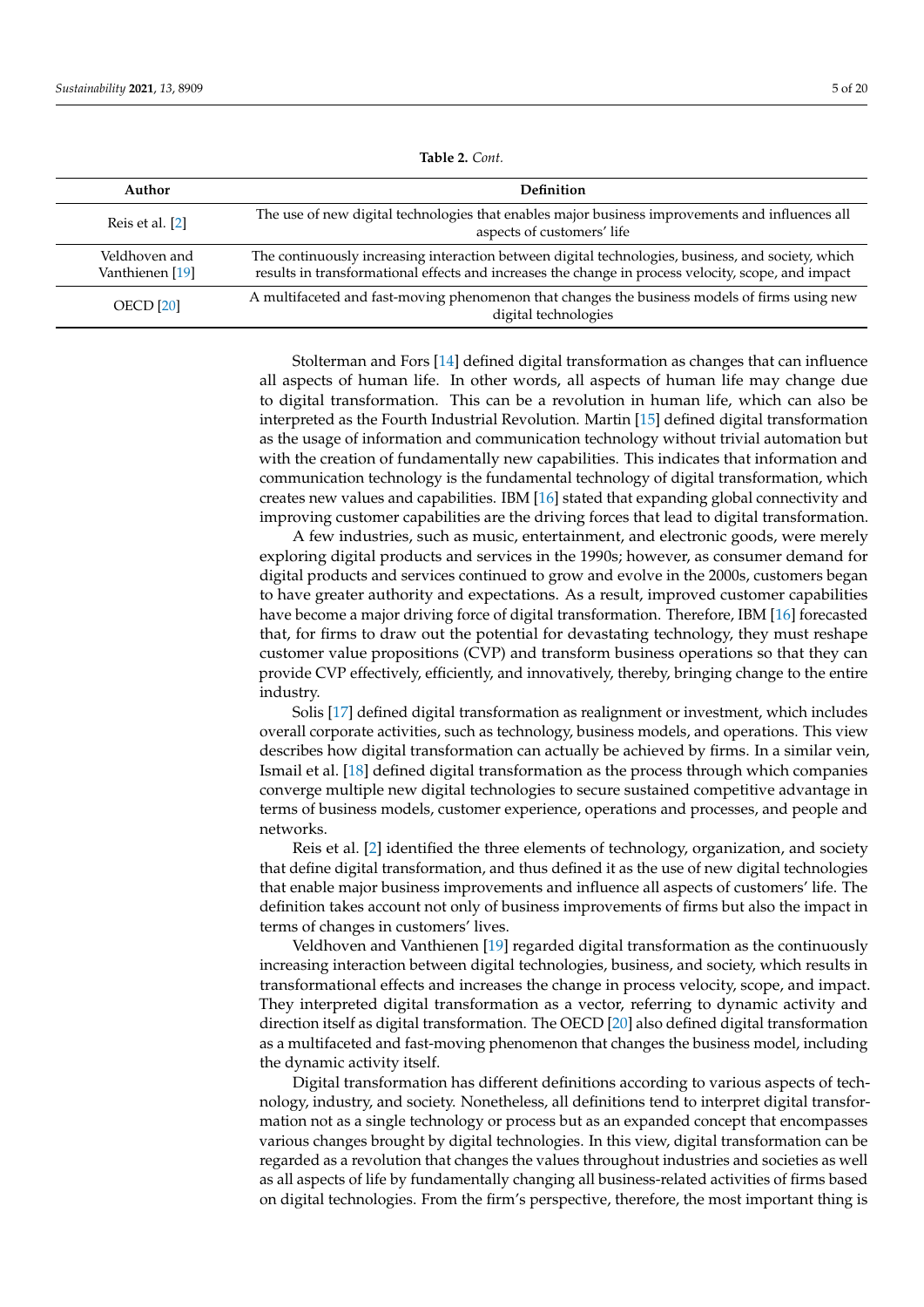**Table 2.** *Cont.*

| Author | Definition |
| --- | --- |
| Reis et al. [2] | The use of new digital technologies that enables major business improvements and influences all aspects of customers' life |
| Veldhoven and Vanthienen [19] | The continuously increasing interaction between digital technologies, business, and society, which results in transformational effects and increases the change in process velocity, scope, and impact |
| OECD [20] | A multifaceted and fast-moving phenomenon that changes the business models of firms using new digital technologies |

Stolterman and Fors [14] defined digital transformation as changes that can influence all aspects of human life. In other words, all aspects of human life may change due to digital transformation. This can be a revolution in human life, which can also be interpreted as the Fourth Industrial Revolution. Martin [15] defined digital transformation as the usage of information and communication technology without trivial automation but with the creation of fundamentally new capabilities. This indicates that information and communication technology is the fundamental technology of digital transformation, which creates new values and capabilities. IBM [16] stated that expanding global connectivity and improving customer capabilities are the driving forces that lead to digital transformation.

A few industries, such as music, entertainment, and electronic goods, were merely exploring digital products and services in the 1990s; however, as consumer demand for digital products and services continued to grow and evolve in the 2000s, customers began to have greater authority and expectations. As a result, improved customer capabilities have become a major driving force of digital transformation. Therefore, IBM [16] forecasted that, for firms to draw out the potential for devastating technology, they must reshape customer value propositions (CVP) and transform business operations so that they can provide CVP effectively, efficiently, and innovatively, thereby, bringing change to the entire industry.

Solis [17] defined digital transformation as realignment or investment, which includes overall corporate activities, such as technology, business models, and operations. This view describes how digital transformation can actually be achieved by firms. In a similar vein, Ismail et al. [18] defined digital transformation as the process through which companies converge multiple new digital technologies to secure sustained competitive advantage in terms of business models, customer experience, operations and processes, and people and networks.

Reis et al. [2] identified the three elements of technology, organization, and society that define digital transformation, and thus defined it as the use of new digital technologies that enable major business improvements and influence all aspects of customers' life. The definition takes account not only of business improvements of firms but also the impact in terms of changes in customers' lives.

Veldhoven and Vanthienen [19] regarded digital transformation as the continuously increasing interaction between digital technologies, business, and society, which results in transformational effects and increases the change in process velocity, scope, and impact. They interpreted digital transformation as a vector, referring to dynamic activity and direction itself as digital transformation. The OECD [20] also defined digital transformation as a multifaceted and fast-moving phenomenon that changes the business model, including the dynamic activity itself.

Digital transformation has different definitions according to various aspects of technology, industry, and society. Nonetheless, all definitions tend to interpret digital transformation not as a single technology or process but as an expanded concept that encompasses various changes brought by digital technologies. In this view, digital transformation can be regarded as a revolution that changes the values throughout industries and societies as well as all aspects of life by fundamentally changing all business-related activities of firms based on digital technologies. From the firm's perspective, therefore, the most important thing is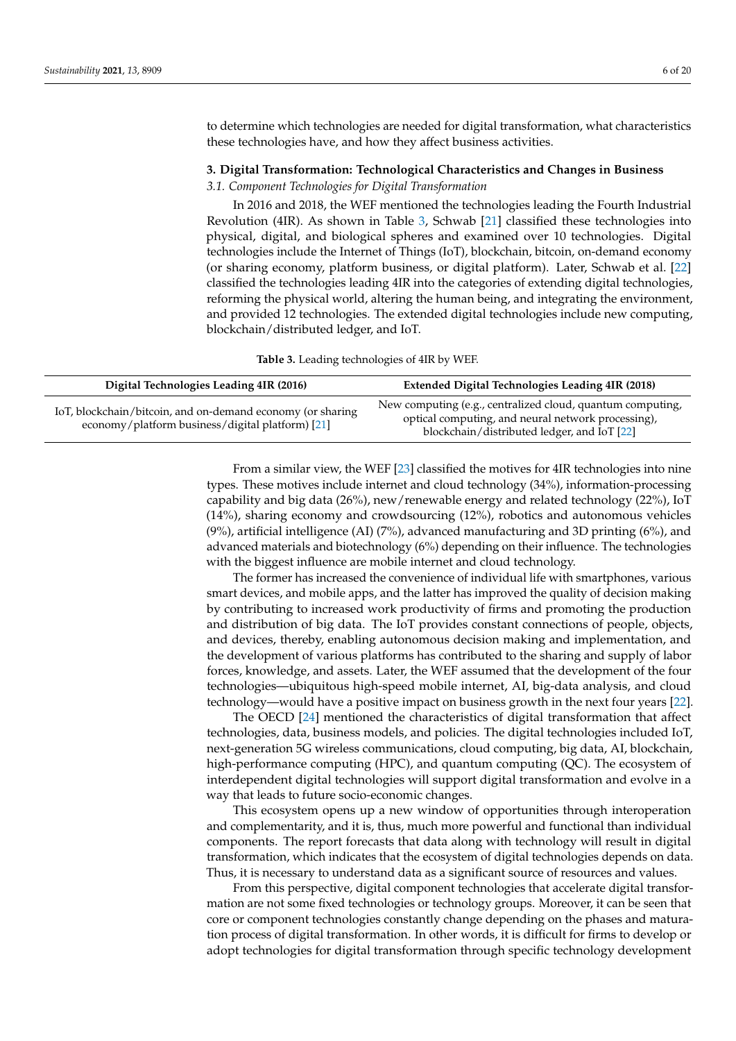to determine which technologies are needed for digital transformation, what characteristics these technologies have, and how they affect business activities.

## 3. Digital Transformation: Technological Characteristics and Changes in Business

### *3.1. Component Technologies for Digital Transformation*

In 2016 and 2018, the WEF mentioned the technologies leading the Fourth Industrial Revolution (4IR). As shown in Table 3, Schwab [21] classified these technologies into physical, digital, and biological spheres and examined over 10 technologies. Digital technologies include the Internet of Things (IoT), blockchain, bitcoin, on-demand economy (or sharing economy, platform business, or digital platform). Later, Schwab et al. [22] classified the technologies leading 4IR into the categories of extending digital technologies, reforming the physical world, altering the human being, and integrating the environment, and provided 12 technologies. The extended digital technologies include new computing, blockchain/distributed ledger, and IoT.

**Table 3.** Leading technologies of 4IR by WEF.

| Digital Technologies Leading 4IR (2016) | Extended Digital Technologies Leading 4IR (2018) |
|---|---|
| IoT, blockchain/bitcoin, and on-demand economy (or sharing economy/platform business/digital platform) [21] | New computing (e.g., centralized cloud, quantum computing, optical computing, and neural network processing), blockchain/distributed ledger, and IoT [22] |

From a similar view, the WEF [23] classified the motives for 4IR technologies into nine types. These motives include internet and cloud technology (34%), information-processing capability and big data (26%), new/renewable energy and related technology (22%), IoT (14%), sharing economy and crowdsourcing (12%), robotics and autonomous vehicles (9%), artificial intelligence (AI) (7%), advanced manufacturing and 3D printing (6%), and advanced materials and biotechnology (6%) depending on their influence. The technologies with the biggest influence are mobile internet and cloud technology.

The former has increased the convenience of individual life with smartphones, various smart devices, and mobile apps, and the latter has improved the quality of decision making by contributing to increased work productivity of firms and promoting the production and distribution of big data. The IoT provides constant connections of people, objects, and devices, thereby, enabling autonomous decision making and implementation, and the development of various platforms has contributed to the sharing and supply of labor forces, knowledge, and assets. Later, the WEF assumed that the development of the four technologies—ubiquitous high-speed mobile internet, AI, big-data analysis, and cloud technology—would have a positive impact on business growth in the next four years [22].

The OECD [24] mentioned the characteristics of digital transformation that affect technologies, data, business models, and policies. The digital technologies included IoT, next-generation 5G wireless communications, cloud computing, big data, AI, blockchain, high-performance computing (HPC), and quantum computing (QC). The ecosystem of interdependent digital technologies will support digital transformation and evolve in a way that leads to future socio-economic changes.

This ecosystem opens up a new window of opportunities through interoperation and complementarity, and it is, thus, much more powerful and functional than individual components. The report forecasts that data along with technology will result in digital transformation, which indicates that the ecosystem of digital technologies depends on data. Thus, it is necessary to understand data as a significant source of resources and values.

From this perspective, digital component technologies that accelerate digital transformation are not some fixed technologies or technology groups. Moreover, it can be seen that core or component technologies constantly change depending on the phases and maturation process of digital transformation. In other words, it is difficult for firms to develop or adopt technologies for digital transformation through specific technology development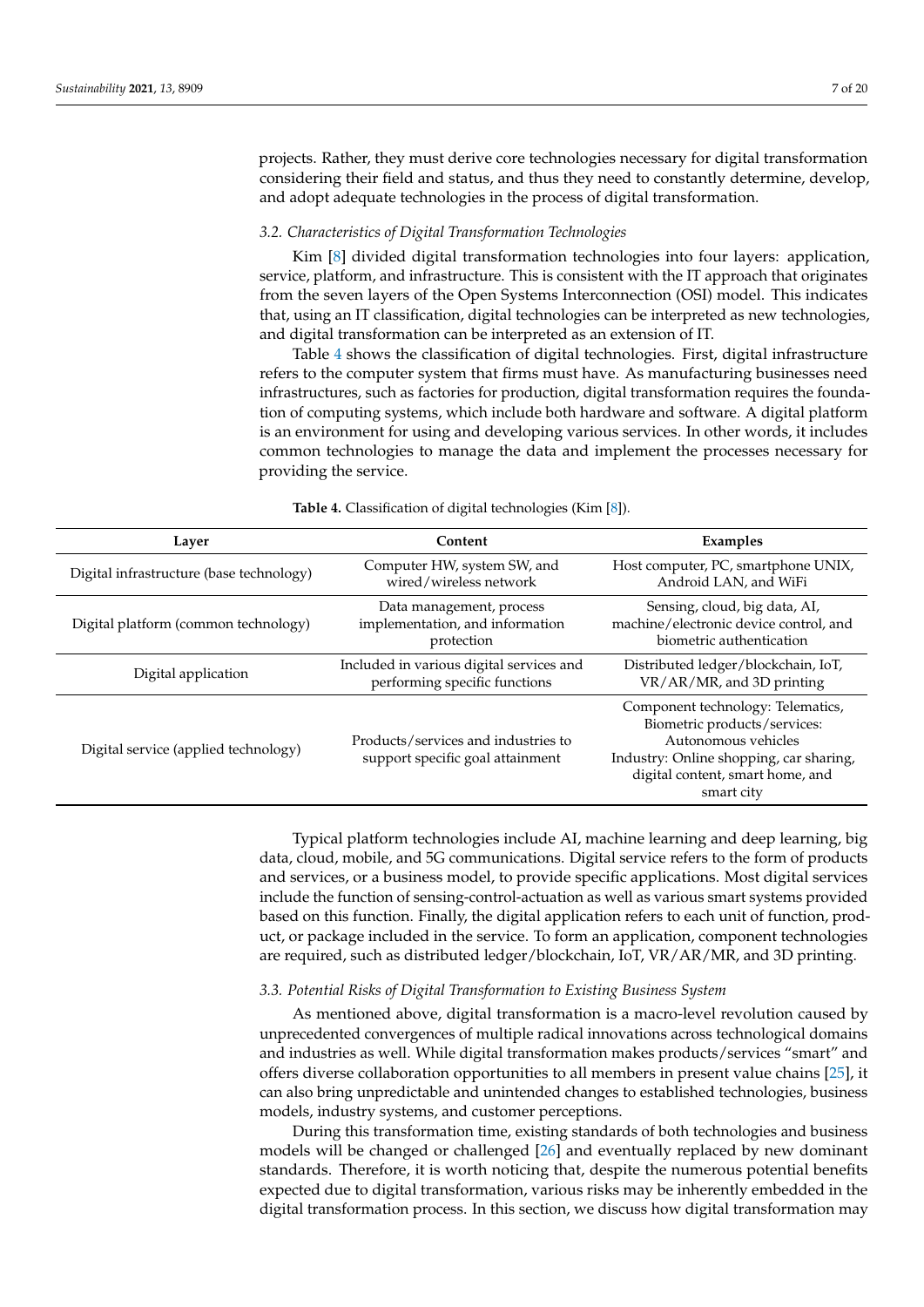projects. Rather, they must derive core technologies necessary for digital transformation considering their field and status, and thus they need to constantly determine, develop, and adopt adequate technologies in the process of digital transformation.

### 3.2. Characteristics of Digital Transformation Technologies

Kim [8] divided digital transformation technologies into four layers: application, service, platform, and infrastructure. This is consistent with the IT approach that originates from the seven layers of the Open Systems Interconnection (OSI) model. This indicates that, using an IT classification, digital technologies can be interpreted as new technologies, and digital transformation can be interpreted as an extension of IT.

Table 4 shows the classification of digital technologies. First, digital infrastructure refers to the computer system that firms must have. As manufacturing businesses need infrastructures, such as factories for production, digital transformation requires the foundation of computing systems, which include both hardware and software. A digital platform is an environment for using and developing various services. In other words, it includes common technologies to manage the data and implement the processes necessary for providing the service.

**Table 4.** Classification of digital technologies (Kim [8]).

| Layer | Content | Examples |
| --- | --- | --- |
| Digital infrastructure (base technology) | Computer HW, system SW, and wired/wireless network | Host computer, PC, smartphone UNIX, Android LAN, and WiFi |
| Digital platform (common technology) | Data management, process implementation, and information protection | Sensing, cloud, big data, AI, machine/electronic device control, and biometric authentication |
| Digital application | Included in various digital services and performing specific functions | Distributed ledger/blockchain, IoT, VR/AR/MR, and 3D printing |
| Digital service (applied technology) | Products/services and industries to support specific goal attainment | Component technology: Telematics, Biometric products/services: Autonomous vehicles Industry: Online shopping, car sharing, digital content, smart home, and smart city |

Typical platform technologies include AI, machine learning and deep learning, big data, cloud, mobile, and 5G communications. Digital service refers to the form of products and services, or a business model, to provide specific applications. Most digital services include the function of sensing-control-actuation as well as various smart systems provided based on this function. Finally, the digital application refers to each unit of function, product, or package included in the service. To form an application, component technologies are required, such as distributed ledger/blockchain, IoT, VR/AR/MR, and 3D printing.

### 3.3. Potential Risks of Digital Transformation to Existing Business System

As mentioned above, digital transformation is a macro-level revolution caused by unprecedented convergences of multiple radical innovations across technological domains and industries as well. While digital transformation makes products/services "smart" and offers diverse collaboration opportunities to all members in present value chains [25], it can also bring unpredictable and unintended changes to established technologies, business models, industry systems, and customer perceptions.

During this transformation time, existing standards of both technologies and business models will be changed or challenged [26] and eventually replaced by new dominant standards. Therefore, it is worth noticing that, despite the numerous potential benefits expected due to digital transformation, various risks may be inherently embedded in the digital transformation process. In this section, we discuss how digital transformation may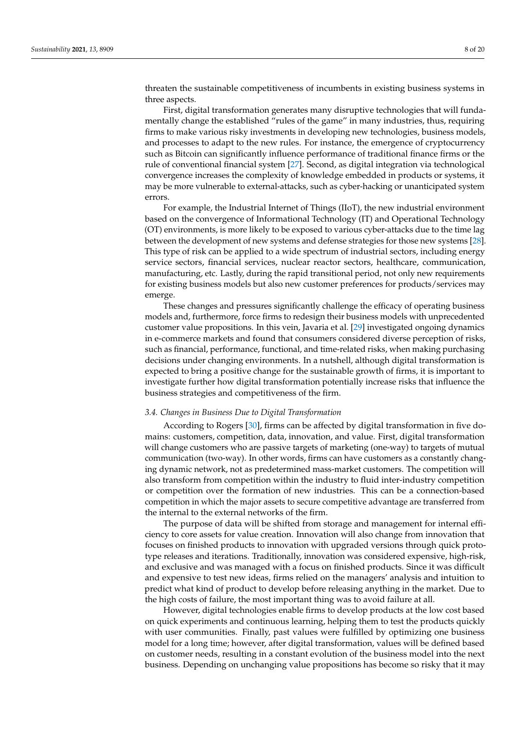threaten the sustainable competitiveness of incumbents in existing business systems in three aspects.

First, digital transformation generates many disruptive technologies that will fundamentally change the established "rules of the game" in many industries, thus, requiring firms to make various risky investments in developing new technologies, business models, and processes to adapt to the new rules. For instance, the emergence of cryptocurrency such as Bitcoin can significantly influence performance of traditional finance firms or the rule of conventional financial system [27]. Second, as digital integration via technological convergence increases the complexity of knowledge embedded in products or systems, it may be more vulnerable to external-attacks, such as cyber-hacking or unanticipated system errors.

For example, the Industrial Internet of Things (IIoT), the new industrial environment based on the convergence of Informational Technology (IT) and Operational Technology (OT) environments, is more likely to be exposed to various cyber-attacks due to the time lag between the development of new systems and defense strategies for those new systems [28]. This type of risk can be applied to a wide spectrum of industrial sectors, including energy service sectors, financial services, nuclear reactor sectors, healthcare, communication, manufacturing, etc. Lastly, during the rapid transitional period, not only new requirements for existing business models but also new customer preferences for products/services may emerge.

These changes and pressures significantly challenge the efficacy of operating business models and, furthermore, force firms to redesign their business models with unprecedented customer value propositions. In this vein, Javaria et al. [29] investigated ongoing dynamics in e-commerce markets and found that consumers considered diverse perception of risks, such as financial, performance, functional, and time-related risks, when making purchasing decisions under changing environments. In a nutshell, although digital transformation is expected to bring a positive change for the sustainable growth of firms, it is important to investigate further how digital transformation potentially increase risks that influence the business strategies and competitiveness of the firm.

### *3.4. Changes in Business Due to Digital Transformation*

According to Rogers [30], firms can be affected by digital transformation in five domains: customers, competition, data, innovation, and value. First, digital transformation will change customers who are passive targets of marketing (one-way) to targets of mutual communication (two-way). In other words, firms can have customers as a constantly changing dynamic network, not as predetermined mass-market customers. The competition will also transform from competition within the industry to fluid inter-industry competition or competition over the formation of new industries. This can be a connection-based competition in which the major assets to secure competitive advantage are transferred from the internal to the external networks of the firm.

The purpose of data will be shifted from storage and management for internal efficiency to core assets for value creation. Innovation will also change from innovation that focuses on finished products to innovation with upgraded versions through quick prototype releases and iterations. Traditionally, innovation was considered expensive, high-risk, and exclusive and was managed with a focus on finished products. Since it was difficult and expensive to test new ideas, firms relied on the managers' analysis and intuition to predict what kind of product to develop before releasing anything in the market. Due to the high costs of failure, the most important thing was to avoid failure at all.

However, digital technologies enable firms to develop products at the low cost based on quick experiments and continuous learning, helping them to test the products quickly with user communities. Finally, past values were fulfilled by optimizing one business model for a long time; however, after digital transformation, values will be defined based on customer needs, resulting in a constant evolution of the business model into the next business. Depending on unchanging value propositions has become so risky that it may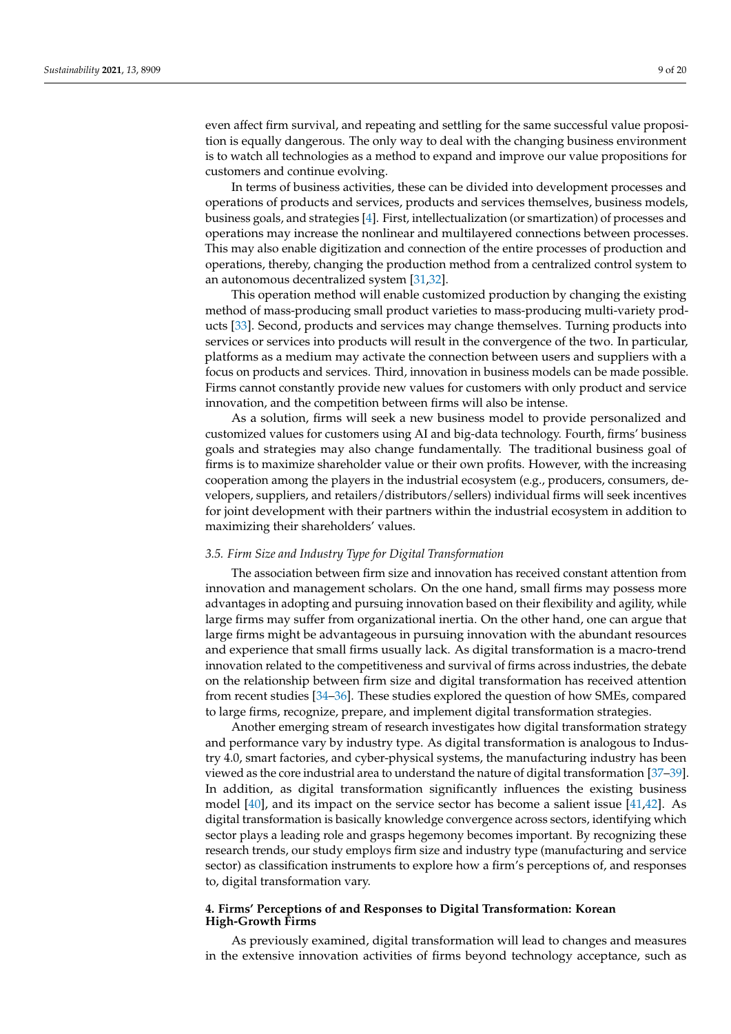even affect firm survival, and repeating and settling for the same successful value proposition is equally dangerous. The only way to deal with the changing business environment is to watch all technologies as a method to expand and improve our value propositions for customers and continue evolving.

In terms of business activities, these can be divided into development processes and operations of products and services, products and services themselves, business models, business goals, and strategies [4]. First, intellectualization (or smartization) of processes and operations may increase the nonlinear and multilayered connections between processes. This may also enable digitization and connection of the entire processes of production and operations, thereby, changing the production method from a centralized control system to an autonomous decentralized system [31,32].

This operation method will enable customized production by changing the existing method of mass-producing small product varieties to mass-producing multi-variety products [33]. Second, products and services may change themselves. Turning products into services or services into products will result in the convergence of the two. In particular, platforms as a medium may activate the connection between users and suppliers with a focus on products and services. Third, innovation in business models can be made possible. Firms cannot constantly provide new values for customers with only product and service innovation, and the competition between firms will also be intense.

As a solution, firms will seek a new business model to provide personalized and customized values for customers using AI and big-data technology. Fourth, firms' business goals and strategies may also change fundamentally. The traditional business goal of firms is to maximize shareholder value or their own profits. However, with the increasing cooperation among the players in the industrial ecosystem (e.g., producers, consumers, developers, suppliers, and retailers/distributors/sellers) individual firms will seek incentives for joint development with their partners within the industrial ecosystem in addition to maximizing their shareholders' values.

### *3.5. Firm Size and Industry Type for Digital Transformation*

The association between firm size and innovation has received constant attention from innovation and management scholars. On the one hand, small firms may possess more advantages in adopting and pursuing innovation based on their flexibility and agility, while large firms may suffer from organizational inertia. On the other hand, one can argue that large firms might be advantageous in pursuing innovation with the abundant resources and experience that small firms usually lack. As digital transformation is a macro-trend innovation related to the competitiveness and survival of firms across industries, the debate on the relationship between firm size and digital transformation has received attention from recent studies [34–36]. These studies explored the question of how SMEs, compared to large firms, recognize, prepare, and implement digital transformation strategies.

Another emerging stream of research investigates how digital transformation strategy and performance vary by industry type. As digital transformation is analogous to Industry 4.0, smart factories, and cyber-physical systems, the manufacturing industry has been viewed as the core industrial area to understand the nature of digital transformation [37–39]. In addition, as digital transformation significantly influences the existing business model [40], and its impact on the service sector has become a salient issue [41,42]. As digital transformation is basically knowledge convergence across sectors, identifying which sector plays a leading role and grasps hegemony becomes important. By recognizing these research trends, our study employs firm size and industry type (manufacturing and service sector) as classification instruments to explore how a firm's perceptions of, and responses to, digital transformation vary.

## **4. Firms' Perceptions of and Responses to Digital Transformation: Korean High-Growth Firms**

As previously examined, digital transformation will lead to changes and measures in the extensive innovation activities of firms beyond technology acceptance, such as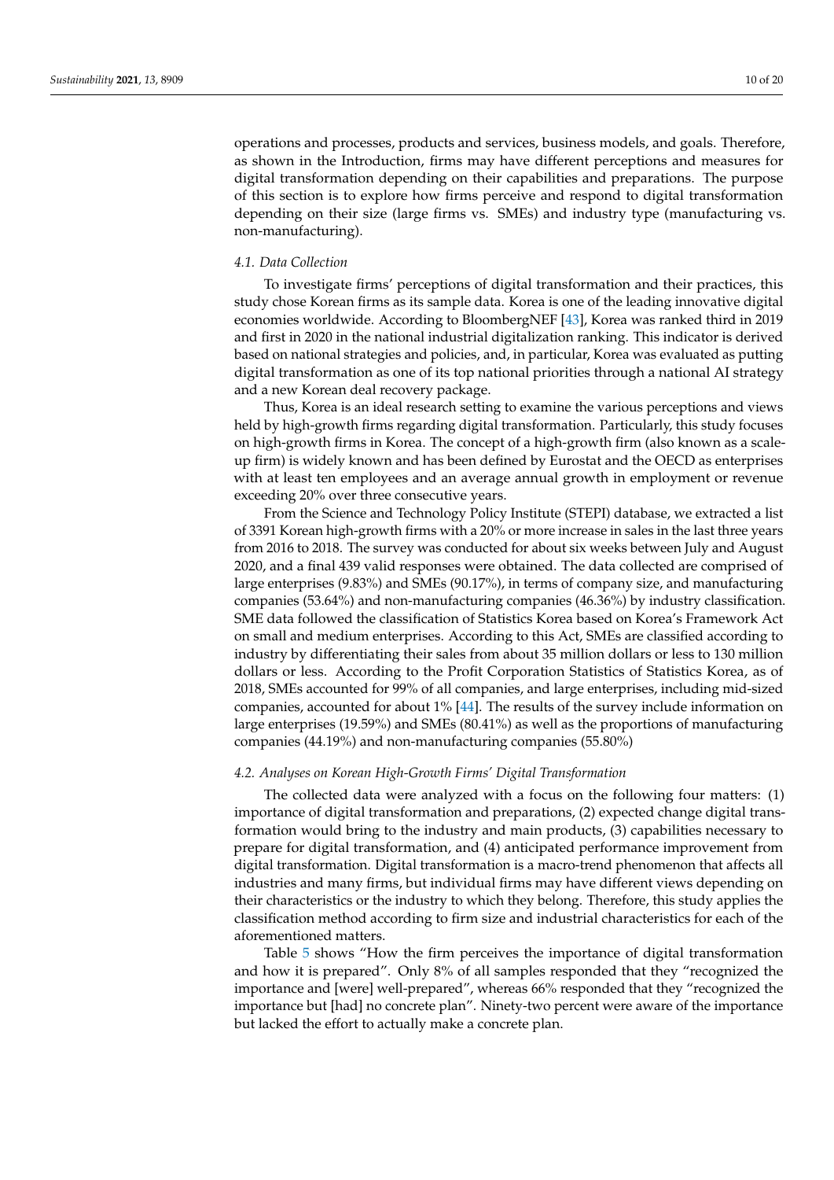operations and processes, products and services, business models, and goals. Therefore, as shown in the Introduction, firms may have different perceptions and measures for digital transformation depending on their capabilities and preparations. The purpose of this section is to explore how firms perceive and respond to digital transformation depending on their size (large firms vs. SMEs) and industry type (manufacturing vs. non-manufacturing).

### *4.1. Data Collection*

To investigate firms' perceptions of digital transformation and their practices, this study chose Korean firms as its sample data. Korea is one of the leading innovative digital economies worldwide. According to BloombergNEF [43], Korea was ranked third in 2019 and first in 2020 in the national industrial digitalization ranking. This indicator is derived based on national strategies and policies, and, in particular, Korea was evaluated as putting digital transformation as one of its top national priorities through a national AI strategy and a new Korean deal recovery package.

Thus, Korea is an ideal research setting to examine the various perceptions and views held by high-growth firms regarding digital transformation. Particularly, this study focuses on high-growth firms in Korea. The concept of a high-growth firm (also known as a scale-up firm) is widely known and has been defined by Eurostat and the OECD as enterprises with at least ten employees and an average annual growth in employment or revenue exceeding 20% over three consecutive years.

From the Science and Technology Policy Institute (STEPI) database, we extracted a list of 3391 Korean high-growth firms with a 20% or more increase in sales in the last three years from 2016 to 2018. The survey was conducted for about six weeks between July and August 2020, and a final 439 valid responses were obtained. The data collected are comprised of large enterprises (9.83%) and SMEs (90.17%), in terms of company size, and manufacturing companies (53.64%) and non-manufacturing companies (46.36%) by industry classification. SME data followed the classification of Statistics Korea based on Korea's Framework Act on small and medium enterprises. According to this Act, SMEs are classified according to industry by differentiating their sales from about 35 million dollars or less to 130 million dollars or less. According to the Profit Corporation Statistics of Statistics Korea, as of 2018, SMEs accounted for 99% of all companies, and large enterprises, including mid-sized companies, accounted for about 1% [44]. The results of the survey include information on large enterprises (19.59%) and SMEs (80.41%) as well as the proportions of manufacturing companies (44.19%) and non-manufacturing companies (55.80%)

### *4.2. Analyses on Korean High-Growth Firms' Digital Transformation*

The collected data were analyzed with a focus on the following four matters: (1) importance of digital transformation and preparations, (2) expected change digital transformation would bring to the industry and main products, (3) capabilities necessary to prepare for digital transformation, and (4) anticipated performance improvement from digital transformation. Digital transformation is a macro-trend phenomenon that affects all industries and many firms, but individual firms may have different views depending on their characteristics or the industry to which they belong. Therefore, this study applies the classification method according to firm size and industrial characteristics for each of the aforementioned matters.

Table 5 shows "How the firm perceives the importance of digital transformation and how it is prepared". Only 8% of all samples responded that they "recognized the importance and [were] well-prepared", whereas 66% responded that they "recognized the importance but [had] no concrete plan". Ninety-two percent were aware of the importance but lacked the effort to actually make a concrete plan.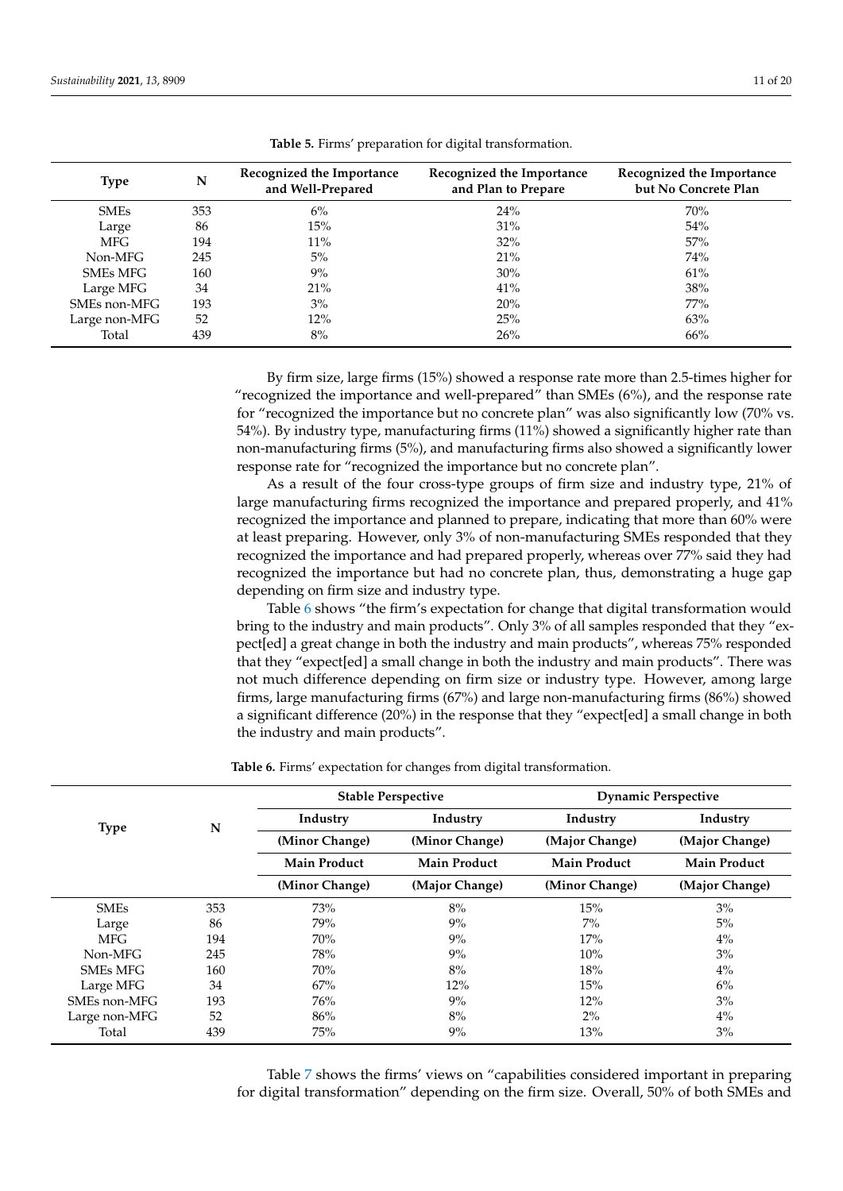**Table 5.** Firms' preparation for digital transformation.

| Type | N | Recognized the Importance and Well-Prepared | Recognized the Importance and Plan to Prepare | Recognized the Importance but No Concrete Plan |
|---|---|---|---|---|
| SMEs | 353 | 6% | 24% | 70% |
| Large | 86 | 15% | 31% | 54% |
| MFG | 194 | 11% | 32% | 57% |
| Non-MFG | 245 | 5% | 21% | 74% |
| SMEs MFG | 160 | 9% | 30% | 61% |
| Large MFG | 34 | 21% | 41% | 38% |
| SMEs non-MFG | 193 | 3% | 20% | 77% |
| Large non-MFG | 52 | 12% | 25% | 63% |
| Total | 439 | 8% | 26% | 66% |

By firm size, large firms (15%) showed a response rate more than 2.5-times higher for "recognized the importance and well-prepared" than SMEs (6%), and the response rate for "recognized the importance but no concrete plan" was also significantly low (70% vs. 54%). By industry type, manufacturing firms (11%) showed a significantly higher rate than non-manufacturing firms (5%), and manufacturing firms also showed a significantly lower response rate for "recognized the importance but no concrete plan".

As a result of the four cross-type groups of firm size and industry type, 21% of large manufacturing firms recognized the importance and prepared properly, and 41% recognized the importance and planned to prepare, indicating that more than 60% were at least preparing. However, only 3% of non-manufacturing SMEs responded that they recognized the importance and had prepared properly, whereas over 77% said they had recognized the importance but had no concrete plan, thus, demonstrating a huge gap depending on firm size and industry type.

Table 6 shows "the firm's expectation for change that digital transformation would bring to the industry and main products". Only 3% of all samples responded that they "expect[ed] a great change in both the industry and main products", whereas 75% responded that they "expect[ed] a small change in both the industry and main products". There was not much difference depending on firm size or industry type. However, among large firms, large manufacturing firms (67%) and large non-manufacturing firms (86%) showed a significant difference (20%) in the response that they "expect[ed] a small change in both the industry and main products".

**Table 6.** Firms' expectation for changes from digital transformation.

| Type | N | Stable Perspective | | Dynamic Perspective | |
|---|---|---|---|---|---|
| | | Industry (Minor Change) | Industry (Minor Change) | Industry (Major Change) | Industry (Major Change) |
| | | Main Product (Minor Change) | Main Product (Major Change) | Main Product (Minor Change) | Main Product (Major Change) |
| SMEs | 353 | 73% | 8% | 15% | 3% |
| Large | 86 | 79% | 9% | 7% | 5% |
| MFG | 194 | 70% | 9% | 17% | 4% |
| Non-MFG | 245 | 78% | 9% | 10% | 3% |
| SMEs MFG | 160 | 70% | 8% | 18% | 4% |
| Large MFG | 34 | 67% | 12% | 15% | 6% |
| SMEs non-MFG | 193 | 76% | 9% | 12% | 3% |
| Large non-MFG | 52 | 86% | 8% | 2% | 4% |
| Total | 439 | 75% | 9% | 13% | 3% |

Table 7 shows the firms' views on "capabilities considered important in preparing for digital transformation" depending on the firm size. Overall, 50% of both SMEs and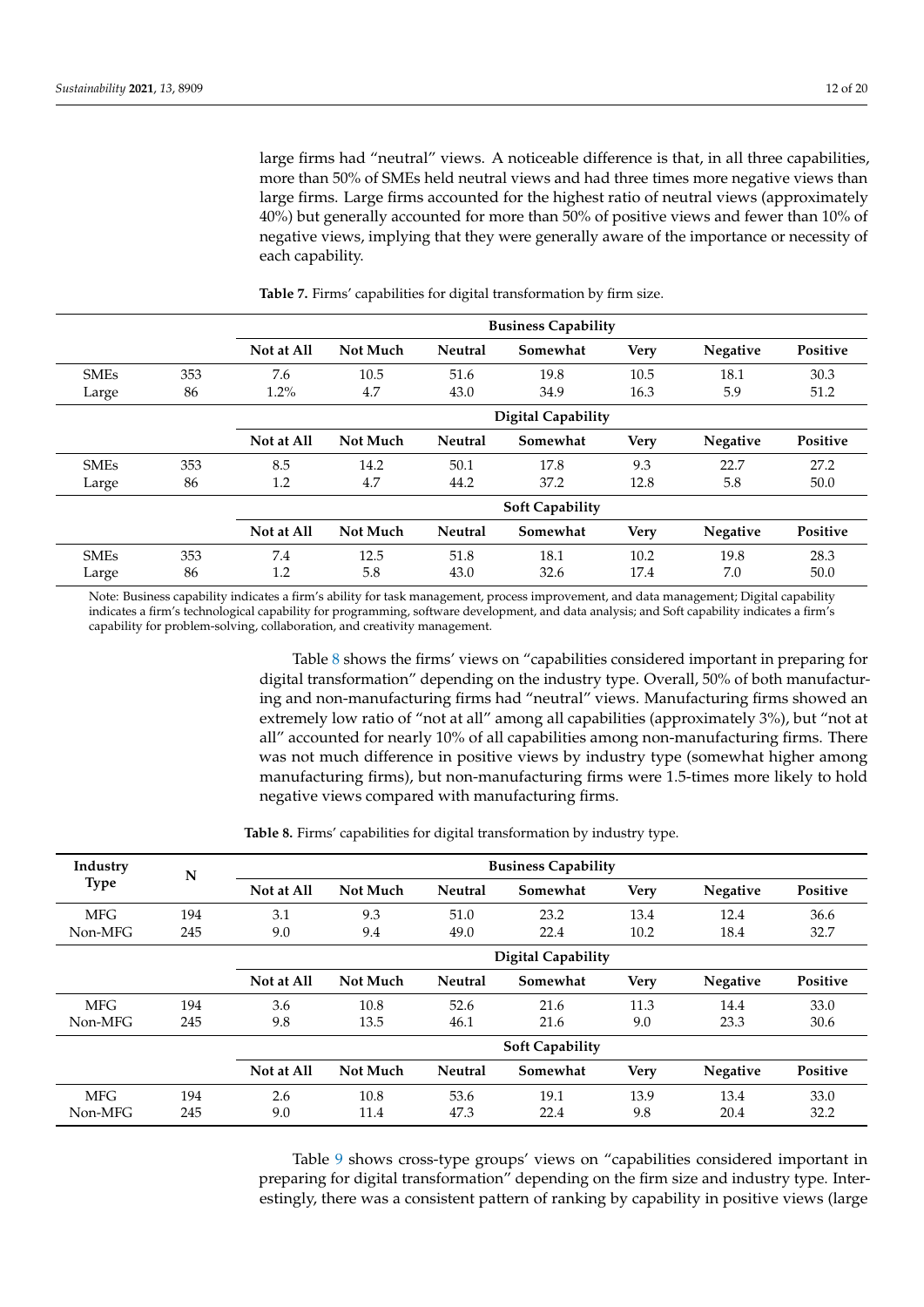large firms had "neutral" views. A noticeable difference is that, in all three capabilities, more than 50% of SMEs held neutral views and had three times more negative views than large firms. Large firms accounted for the highest ratio of neutral views (approximately 40%) but generally accounted for more than 50% of positive views and fewer than 10% of negative views, implying that they were generally aware of the importance or necessity of each capability.

**Table 7.** Firms' capabilities for digital transformation by firm size.

| | | Business Capability | | | | | | |
|---|---|---|---|---|---|---|---|---|
| | | **Not at All** | **Not Much** | **Neutral** | **Somewhat** | **Very** | **Negative** | **Positive** |
| SMEs | 353 | 7.6 | 10.5 | 51.6 | 19.8 | 10.5 | 18.1 | 30.3 |
| Large | 86 | 1.2% | 4.7 | 43.0 | 34.9 | 16.3 | 5.9 | 51.2 |
| | | **Digital Capability** | | | | | | |
| | | **Not at All** | **Not Much** | **Neutral** | **Somewhat** | **Very** | **Negative** | **Positive** |
| SMEs | 353 | 8.5 | 14.2 | 50.1 | 17.8 | 9.3 | 22.7 | 27.2 |
| Large | 86 | 1.2 | 4.7 | 44.2 | 37.2 | 12.8 | 5.8 | 50.0 |
| | | **Soft Capability** | | | | | | |
| | | **Not at All** | **Not Much** | **Neutral** | **Somewhat** | **Very** | **Negative** | **Positive** |
| SMEs | 353 | 7.4 | 12.5 | 51.8 | 18.1 | 10.2 | 19.8 | 28.3 |
| Large | 86 | 1.2 | 5.8 | 43.0 | 32.6 | 17.4 | 7.0 | 50.0 |

Note: Business capability indicates a firm's ability for task management, process improvement, and data management; Digital capability indicates a firm's technological capability for programming, software development, and data analysis; and Soft capability indicates a firm's capability for problem-solving, collaboration, and creativity management.

Table 8 shows the firms' views on "capabilities considered important in preparing for digital transformation" depending on the industry type. Overall, 50% of both manufacturing and non-manufacturing firms had "neutral" views. Manufacturing firms showed an extremely low ratio of "not at all" among all capabilities (approximately 3%), but "not at all" accounted for nearly 10% of all capabilities among non-manufacturing firms. There was not much difference in positive views by industry type (somewhat higher among manufacturing firms), but non-manufacturing firms were 1.5-times more likely to hold negative views compared with manufacturing firms.

**Table 8.** Firms' capabilities for digital transformation by industry type.

| Industry Type | N | Business Capability | | | | | | |
|---|---|---|---|---|---|---|---|---|
| | | **Not at All** | **Not Much** | **Neutral** | **Somewhat** | **Very** | **Negative** | **Positive** |
| MFG | 194 | 3.1 | 9.3 | 51.0 | 23.2 | 13.4 | 12.4 | 36.6 |
| Non-MFG | 245 | 9.0 | 9.4 | 49.0 | 22.4 | 10.2 | 18.4 | 32.7 |
| | | **Digital Capability** | | | | | | |
| | | **Not at All** | **Not Much** | **Neutral** | **Somewhat** | **Very** | **Negative** | **Positive** |
| MFG | 194 | 3.6 | 10.8 | 52.6 | 21.6 | 11.3 | 14.4 | 33.0 |
| Non-MFG | 245 | 9.8 | 13.5 | 46.1 | 21.6 | 9.0 | 23.3 | 30.6 |
| | | **Soft Capability** | | | | | | |
| | | **Not at All** | **Not Much** | **Neutral** | **Somewhat** | **Very** | **Negative** | **Positive** |
| MFG | 194 | 2.6 | 10.8 | 53.6 | 19.1 | 13.9 | 13.4 | 33.0 |
| Non-MFG | 245 | 9.0 | 11.4 | 47.3 | 22.4 | 9.8 | 20.4 | 32.2 |

Table 9 shows cross-type groups' views on "capabilities considered important in preparing for digital transformation" depending on the firm size and industry type. Interestingly, there was a consistent pattern of ranking by capability in positive views (large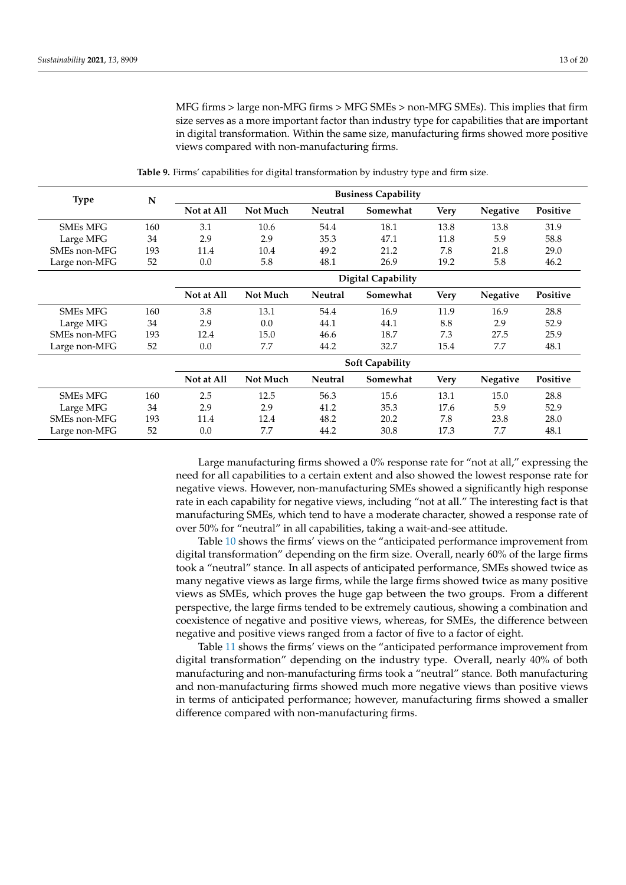MFG firms > large non-MFG firms > MFG SMEs > non-MFG SMEs). This implies that firm size serves as a more important factor than industry type for capabilities that are important in digital transformation. Within the same size, manufacturing firms showed more positive views compared with non-manufacturing firms.

**Table 9.** Firms' capabilities for digital transformation by industry type and firm size.

| Type | N | Business Capability | | | | | | |
|---|---|---|---|---|---|---|---|---|
| | | Not at All | Not Much | Neutral | Somewhat | Very | Negative | Positive |
| SMEs MFG | 160 | 3.1 | 10.6 | 54.4 | 18.1 | 13.8 | 13.8 | 31.9 |
| Large MFG | 34 | 2.9 | 2.9 | 35.3 | 47.1 | 11.8 | 5.9 | 58.8 |
| SMEs non-MFG | 193 | 11.4 | 10.4 | 49.2 | 21.2 | 7.8 | 21.8 | 29.0 |
| Large non-MFG | 52 | 0.0 | 5.8 | 48.1 | 26.9 | 19.2 | 5.8 | 46.2 |
| | | **Digital Capability** | | | | | | |
| | | Not at All | Not Much | Neutral | Somewhat | Very | Negative | Positive |
| SMEs MFG | 160 | 3.8 | 13.1 | 54.4 | 16.9 | 11.9 | 16.9 | 28.8 |
| Large MFG | 34 | 2.9 | 0.0 | 44.1 | 44.1 | 8.8 | 2.9 | 52.9 |
| SMEs non-MFG | 193 | 12.4 | 15.0 | 46.6 | 18.7 | 7.3 | 27.5 | 25.9 |
| Large non-MFG | 52 | 0.0 | 7.7 | 44.2 | 32.7 | 15.4 | 7.7 | 48.1 |
| | | **Soft Capability** | | | | | | |
| | | Not at All | Not Much | Neutral | Somewhat | Very | Negative | Positive |
| SMEs MFG | 160 | 2.5 | 12.5 | 56.3 | 15.6 | 13.1 | 15.0 | 28.8 |
| Large MFG | 34 | 2.9 | 2.9 | 41.2 | 35.3 | 17.6 | 5.9 | 52.9 |
| SMEs non-MFG | 193 | 11.4 | 12.4 | 48.2 | 20.2 | 7.8 | 23.8 | 28.0 |
| Large non-MFG | 52 | 0.0 | 7.7 | 44.2 | 30.8 | 17.3 | 7.7 | 48.1 |

Large manufacturing firms showed a 0% response rate for "not at all," expressing the need for all capabilities to a certain extent and also showed the lowest response rate for negative views. However, non-manufacturing SMEs showed a significantly high response rate in each capability for negative views, including "not at all." The interesting fact is that manufacturing SMEs, which tend to have a moderate character, showed a response rate of over 50% for "neutral" in all capabilities, taking a wait-and-see attitude.

Table 10 shows the firms' views on the "anticipated performance improvement from digital transformation" depending on the firm size. Overall, nearly 60% of the large firms took a "neutral" stance. In all aspects of anticipated performance, SMEs showed twice as many negative views as large firms, while the large firms showed twice as many positive views as SMEs, which proves the huge gap between the two groups. From a different perspective, the large firms tended to be extremely cautious, showing a combination and coexistence of negative and positive views, whereas, for SMEs, the difference between negative and positive views ranged from a factor of five to a factor of eight.

Table 11 shows the firms' views on the "anticipated performance improvement from digital transformation" depending on the industry type. Overall, nearly 40% of both manufacturing and non-manufacturing firms took a "neutral" stance. Both manufacturing and non-manufacturing firms showed much more negative views than positive views in terms of anticipated performance; however, manufacturing firms showed a smaller difference compared with non-manufacturing firms.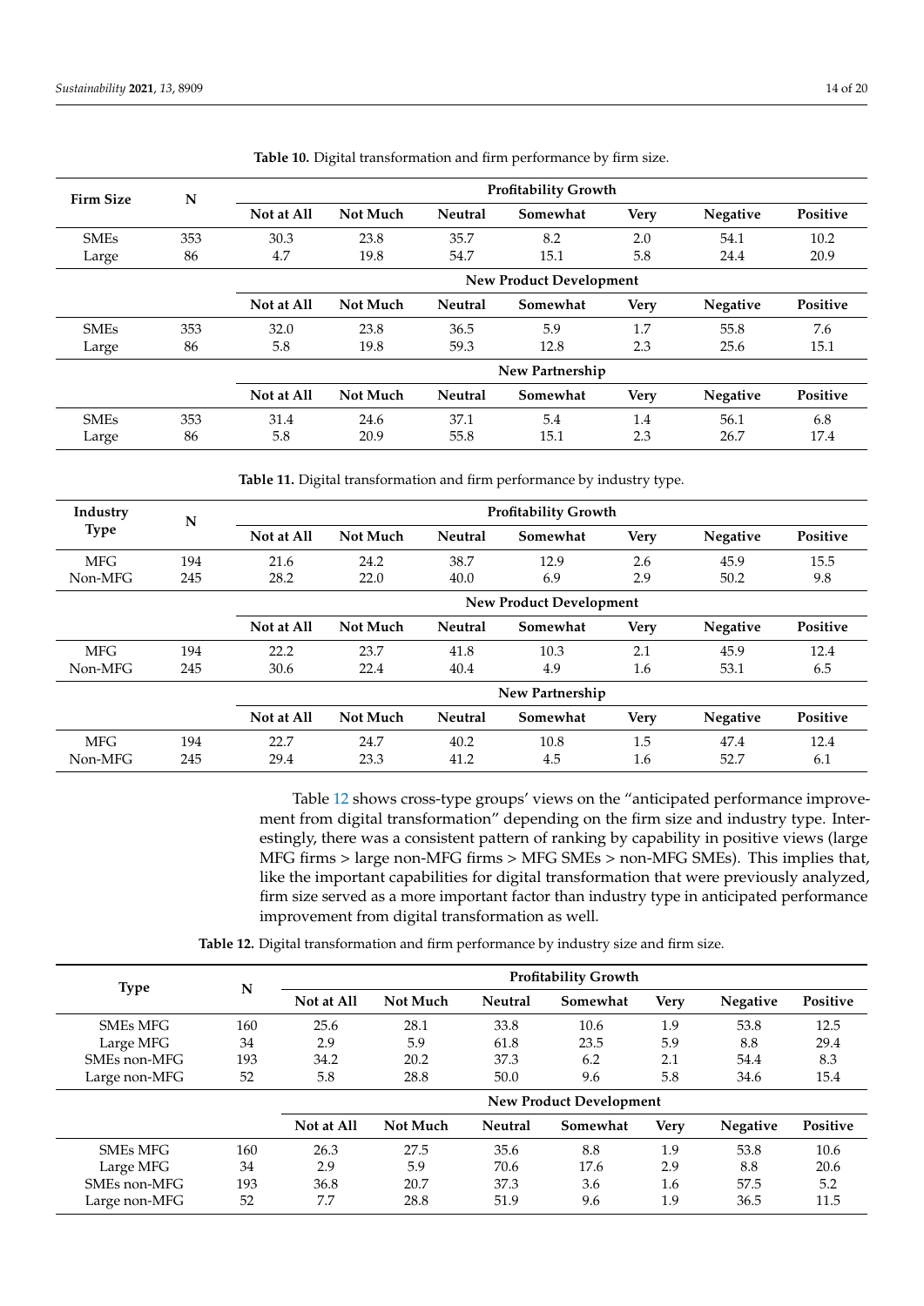**Table 10.** Digital transformation and firm performance by firm size.

| Firm Size | N | Profitability Growth | | | | | | |
|---|---|---|---|---|---|---|---|---|
| | | Not at All | Not Much | Neutral | Somewhat | Very | Negative | Positive |
| SMEs | 353 | 30.3 | 23.8 | 35.7 | 8.2 | 2.0 | 54.1 | 10.2 |
| Large | 86 | 4.7 | 19.8 | 54.7 | 15.1 | 5.8 | 24.4 | 20.9 |
| | | New Product Development | | | | | | |
| | | Not at All | Not Much | Neutral | Somewhat | Very | Negative | Positive |
| SMEs | 353 | 32.0 | 23.8 | 36.5 | 5.9 | 1.7 | 55.8 | 7.6 |
| Large | 86 | 5.8 | 19.8 | 59.3 | 12.8 | 2.3 | 25.6 | 15.1 |
| | | New Partnership | | | | | | |
| | | Not at All | Not Much | Neutral | Somewhat | Very | Negative | Positive |
| SMEs | 353 | 31.4 | 24.6 | 37.1 | 5.4 | 1.4 | 56.1 | 6.8 |
| Large | 86 | 5.8 | 20.9 | 55.8 | 15.1 | 2.3 | 26.7 | 17.4 |

**Table 11.** Digital transformation and firm performance by industry type.

| Industry Type | N | Profitability Growth | | | | | | |
|---|---|---|---|---|---|---|---|---|
| | | Not at All | Not Much | Neutral | Somewhat | Very | Negative | Positive |
| MFG | 194 | 21.6 | 24.2 | 38.7 | 12.9 | 2.6 | 45.9 | 15.5 |
| Non-MFG | 245 | 28.2 | 22.0 | 40.0 | 6.9 | 2.9 | 50.2 | 9.8 |
| | | New Product Development | | | | | | |
| | | Not at All | Not Much | Neutral | Somewhat | Very | Negative | Positive |
| MFG | 194 | 22.2 | 23.7 | 41.8 | 10.3 | 2.1 | 45.9 | 12.4 |
| Non-MFG | 245 | 30.6 | 22.4 | 40.4 | 4.9 | 1.6 | 53.1 | 6.5 |
| | | New Partnership | | | | | | |
| | | Not at All | Not Much | Neutral | Somewhat | Very | Negative | Positive |
| MFG | 194 | 22.7 | 24.7 | 40.2 | 10.8 | 1.5 | 47.4 | 12.4 |
| Non-MFG | 245 | 29.4 | 23.3 | 41.2 | 4.5 | 1.6 | 52.7 | 6.1 |

Table 12 shows cross-type groups' views on the "anticipated performance improvement from digital transformation" depending on the firm size and industry type. Interestingly, there was a consistent pattern of ranking by capability in positive views (large MFG firms > large non-MFG firms > MFG SMEs > non-MFG SMEs). This implies that, like the important capabilities for digital transformation that were previously analyzed, firm size served as a more important factor than industry type in anticipated performance improvement from digital transformation as well.

**Table 12.** Digital transformation and firm performance by industry size and firm size.

| Type | N | Profitability Growth | | | | | | |
|---|---|---|---|---|---|---|---|---|
| | | Not at All | Not Much | Neutral | Somewhat | Very | Negative | Positive |
| SMEs MFG | 160 | 25.6 | 28.1 | 33.8 | 10.6 | 1.9 | 53.8 | 12.5 |
| Large MFG | 34 | 2.9 | 5.9 | 61.8 | 23.5 | 5.9 | 8.8 | 29.4 |
| SMEs non-MFG | 193 | 34.2 | 20.2 | 37.3 | 6.2 | 2.1 | 54.4 | 8.3 |
| Large non-MFG | 52 | 5.8 | 28.8 | 50.0 | 9.6 | 5.8 | 34.6 | 15.4 |
| | | New Product Development | | | | | | |
| | | Not at All | Not Much | Neutral | Somewhat | Very | Negative | Positive |
| SMEs MFG | 160 | 26.3 | 27.5 | 35.6 | 8.8 | 1.9 | 53.8 | 10.6 |
| Large MFG | 34 | 2.9 | 5.9 | 70.6 | 17.6 | 2.9 | 8.8 | 20.6 |
| SMEs non-MFG | 193 | 36.8 | 20.7 | 37.3 | 3.6 | 1.6 | 57.5 | 5.2 |
| Large non-MFG | 52 | 7.7 | 28.8 | 51.9 | 9.6 | 1.9 | 36.5 | 11.5 |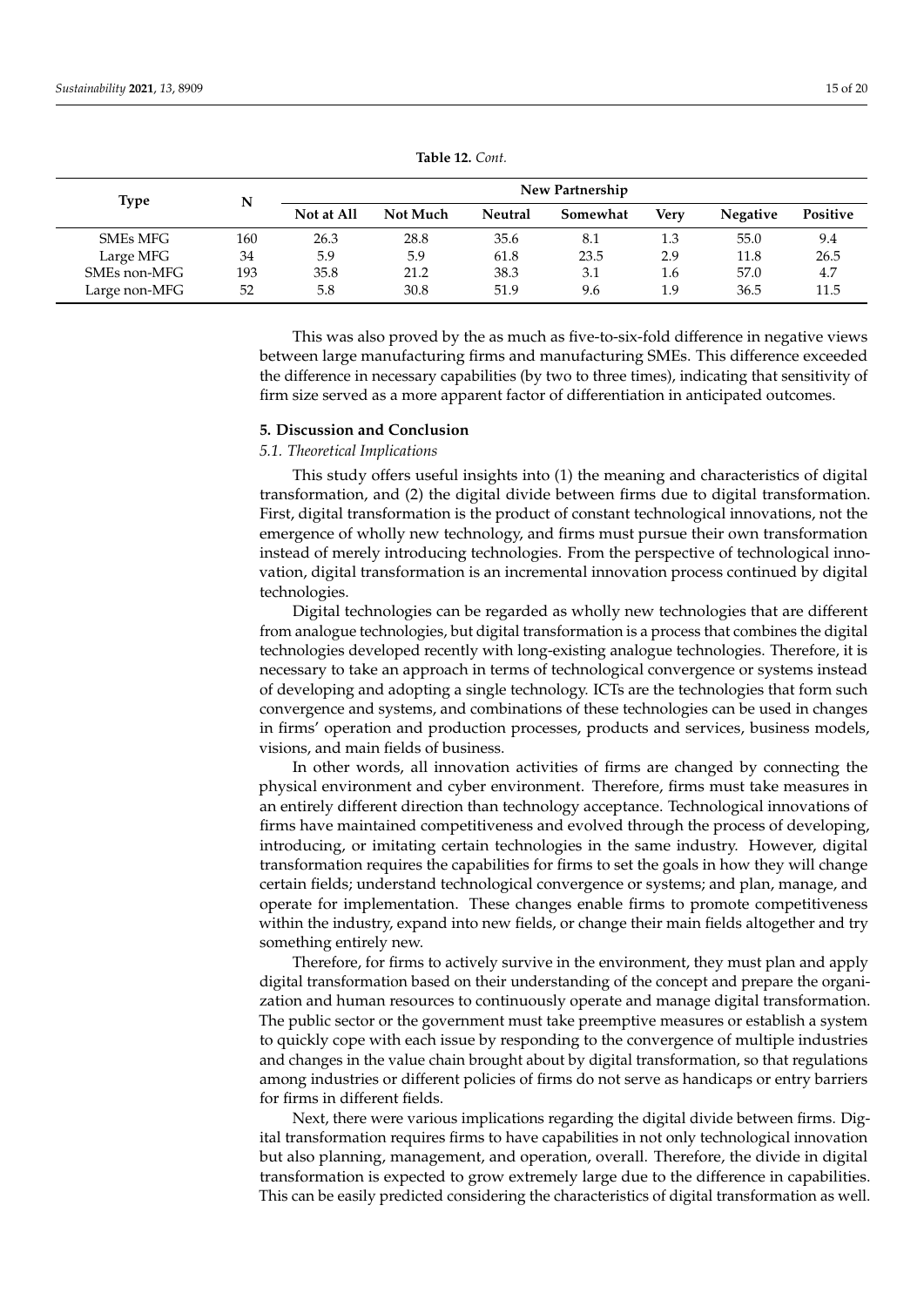**Table 12.** *Cont.*

| Type | N | New Partnership | | | | | | |
|---|---|---|---|---|---|---|---|---|
| | | Not at All | Not Much | Neutral | Somewhat | Very | Negative | Positive |
| SMEs MFG | 160 | 26.3 | 28.8 | 35.6 | 8.1 | 1.3 | 55.0 | 9.4 |
| Large MFG | 34 | 5.9 | 5.9 | 61.8 | 23.5 | 2.9 | 11.8 | 26.5 |
| SMEs non-MFG | 193 | 35.8 | 21.2 | 38.3 | 3.1 | 1.6 | 57.0 | 4.7 |
| Large non-MFG | 52 | 5.8 | 30.8 | 51.9 | 9.6 | 1.9 | 36.5 | 11.5 |

This was also proved by the as much as five-to-six-fold difference in negative views between large manufacturing firms and manufacturing SMEs. This difference exceeded the difference in necessary capabilities (by two to three times), indicating that sensitivity of firm size served as a more apparent factor of differentiation in anticipated outcomes.

## 5. Discussion and Conclusion

### *5.1. Theoretical Implications*

This study offers useful insights into (1) the meaning and characteristics of digital transformation, and (2) the digital divide between firms due to digital transformation. First, digital transformation is the product of constant technological innovations, not the emergence of wholly new technology, and firms must pursue their own transformation instead of merely introducing technologies. From the perspective of technological innovation, digital transformation is an incremental innovation process continued by digital technologies.

Digital technologies can be regarded as wholly new technologies that are different from analogue technologies, but digital transformation is a process that combines the digital technologies developed recently with long-existing analogue technologies. Therefore, it is necessary to take an approach in terms of technological convergence or systems instead of developing and adopting a single technology. ICTs are the technologies that form such convergence and systems, and combinations of these technologies can be used in changes in firms' operation and production processes, products and services, business models, visions, and main fields of business.

In other words, all innovation activities of firms are changed by connecting the physical environment and cyber environment. Therefore, firms must take measures in an entirely different direction than technology acceptance. Technological innovations of firms have maintained competitiveness and evolved through the process of developing, introducing, or imitating certain technologies in the same industry. However, digital transformation requires the capabilities for firms to set the goals in how they will change certain fields; understand technological convergence or systems; and plan, manage, and operate for implementation. These changes enable firms to promote competitiveness within the industry, expand into new fields, or change their main fields altogether and try something entirely new.

Therefore, for firms to actively survive in the environment, they must plan and apply digital transformation based on their understanding of the concept and prepare the organization and human resources to continuously operate and manage digital transformation. The public sector or the government must take preemptive measures or establish a system to quickly cope with each issue by responding to the convergence of multiple industries and changes in the value chain brought about by digital transformation, so that regulations among industries or different policies of firms do not serve as handicaps or entry barriers for firms in different fields.

Next, there were various implications regarding the digital divide between firms. Digital transformation requires firms to have capabilities in not only technological innovation but also planning, management, and operation, overall. Therefore, the divide in digital transformation is expected to grow extremely large due to the difference in capabilities. This can be easily predicted considering the characteristics of digital transformation as well.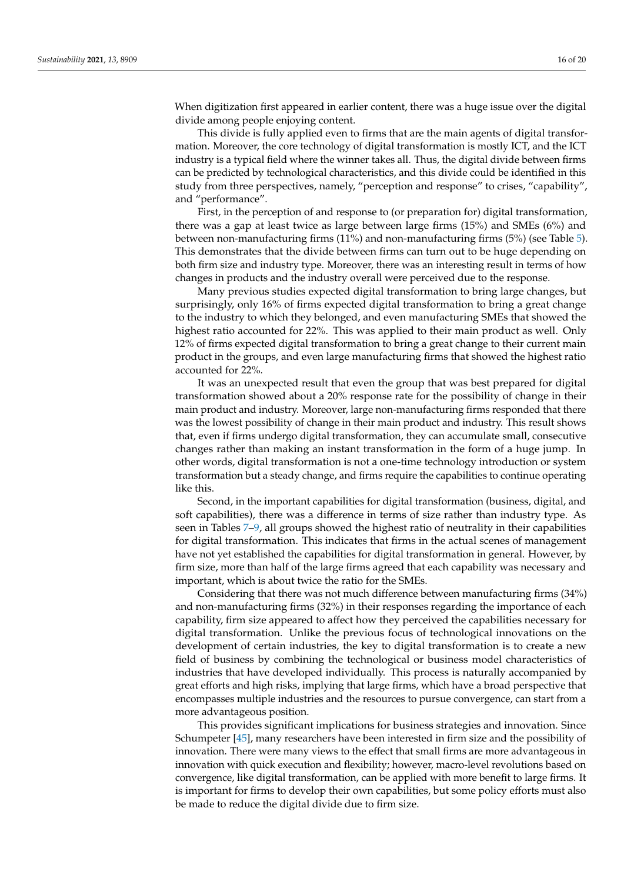When digitization first appeared in earlier content, there was a huge issue over the digital divide among people enjoying content.

This divide is fully applied even to firms that are the main agents of digital transformation. Moreover, the core technology of digital transformation is mostly ICT, and the ICT industry is a typical field where the winner takes all. Thus, the digital divide between firms can be predicted by technological characteristics, and this divide could be identified in this study from three perspectives, namely, "perception and response" to crises, "capability", and "performance".

First, in the perception of and response to (or preparation for) digital transformation, there was a gap at least twice as large between large firms (15%) and SMEs (6%) and between non-manufacturing firms (11%) and non-manufacturing firms (5%) (see Table 5). This demonstrates that the divide between firms can turn out to be huge depending on both firm size and industry type. Moreover, there was an interesting result in terms of how changes in products and the industry overall were perceived due to the response.

Many previous studies expected digital transformation to bring large changes, but surprisingly, only 16% of firms expected digital transformation to bring a great change to the industry to which they belonged, and even manufacturing SMEs that showed the highest ratio accounted for 22%. This was applied to their main product as well. Only 12% of firms expected digital transformation to bring a great change to their current main product in the groups, and even large manufacturing firms that showed the highest ratio accounted for 22%.

It was an unexpected result that even the group that was best prepared for digital transformation showed about a 20% response rate for the possibility of change in their main product and industry. Moreover, large non-manufacturing firms responded that there was the lowest possibility of change in their main product and industry. This result shows that, even if firms undergo digital transformation, they can accumulate small, consecutive changes rather than making an instant transformation in the form of a huge jump. In other words, digital transformation is not a one-time technology introduction or system transformation but a steady change, and firms require the capabilities to continue operating like this.

Second, in the important capabilities for digital transformation (business, digital, and soft capabilities), there was a difference in terms of size rather than industry type. As seen in Tables 7–9, all groups showed the highest ratio of neutrality in their capabilities for digital transformation. This indicates that firms in the actual scenes of management have not yet established the capabilities for digital transformation in general. However, by firm size, more than half of the large firms agreed that each capability was necessary and important, which is about twice the ratio for the SMEs.

Considering that there was not much difference between manufacturing firms (34%) and non-manufacturing firms (32%) in their responses regarding the importance of each capability, firm size appeared to affect how they perceived the capabilities necessary for digital transformation. Unlike the previous focus of technological innovations on the development of certain industries, the key to digital transformation is to create a new field of business by combining the technological or business model characteristics of industries that have developed individually. This process is naturally accompanied by great efforts and high risks, implying that large firms, which have a broad perspective that encompasses multiple industries and the resources to pursue convergence, can start from a more advantageous position.

This provides significant implications for business strategies and innovation. Since Schumpeter [45], many researchers have been interested in firm size and the possibility of innovation. There were many views to the effect that small firms are more advantageous in innovation with quick execution and flexibility; however, macro-level revolutions based on convergence, like digital transformation, can be applied with more benefit to large firms. It is important for firms to develop their own capabilities, but some policy efforts must also be made to reduce the digital divide due to firm size.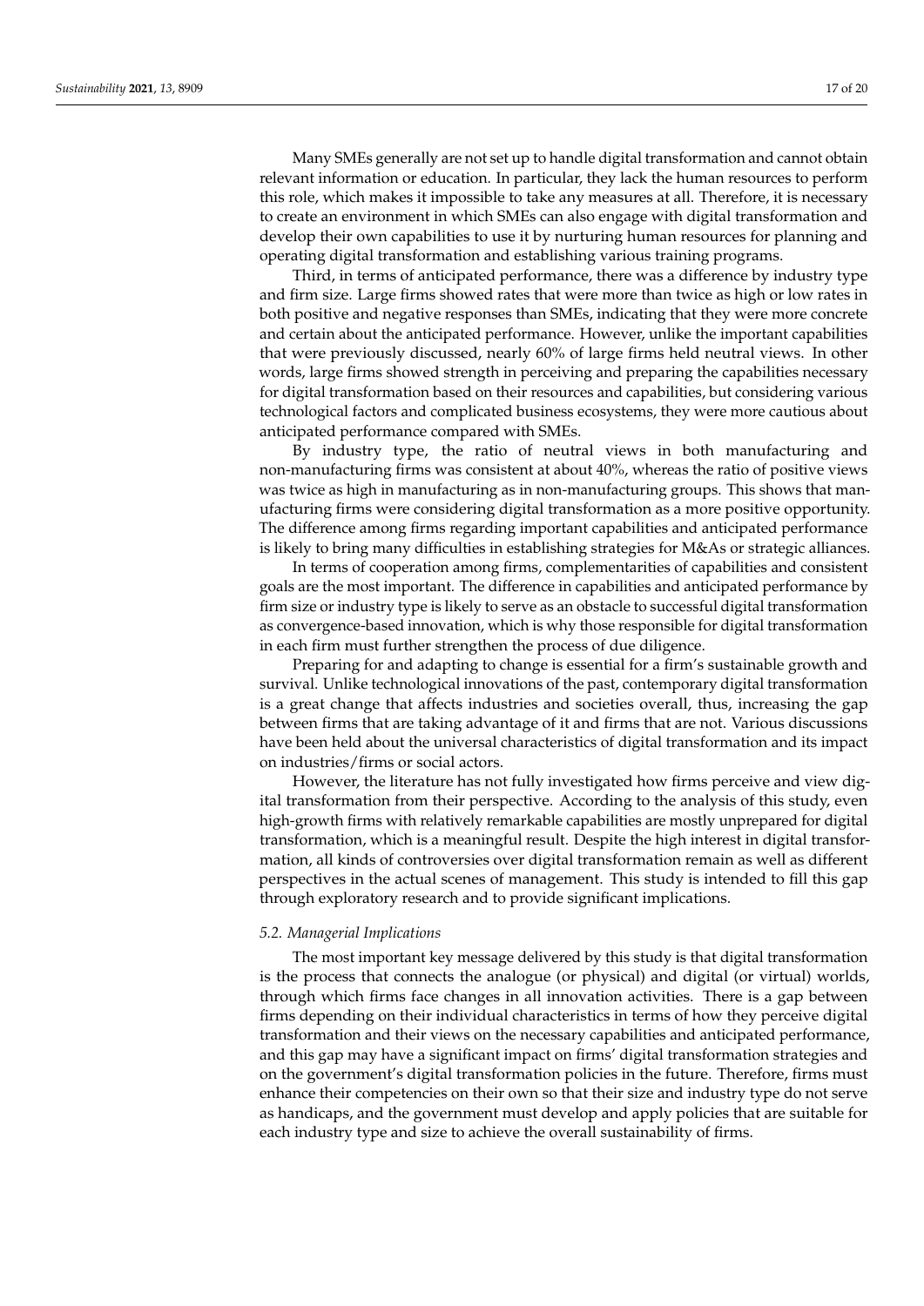Many SMEs generally are not set up to handle digital transformation and cannot obtain relevant information or education. In particular, they lack the human resources to perform this role, which makes it impossible to take any measures at all. Therefore, it is necessary to create an environment in which SMEs can also engage with digital transformation and develop their own capabilities to use it by nurturing human resources for planning and operating digital transformation and establishing various training programs.

Third, in terms of anticipated performance, there was a difference by industry type and firm size. Large firms showed rates that were more than twice as high or low rates in both positive and negative responses than SMEs, indicating that they were more concrete and certain about the anticipated performance. However, unlike the important capabilities that were previously discussed, nearly 60% of large firms held neutral views. In other words, large firms showed strength in perceiving and preparing the capabilities necessary for digital transformation based on their resources and capabilities, but considering various technological factors and complicated business ecosystems, they were more cautious about anticipated performance compared with SMEs.

By industry type, the ratio of neutral views in both manufacturing and non-manufacturing firms was consistent at about 40%, whereas the ratio of positive views was twice as high in manufacturing as in non-manufacturing groups. This shows that manufacturing firms were considering digital transformation as a more positive opportunity. The difference among firms regarding important capabilities and anticipated performance is likely to bring many difficulties in establishing strategies for M&As or strategic alliances.

In terms of cooperation among firms, complementarities of capabilities and consistent goals are the most important. The difference in capabilities and anticipated performance by firm size or industry type is likely to serve as an obstacle to successful digital transformation as convergence-based innovation, which is why those responsible for digital transformation in each firm must further strengthen the process of due diligence.

Preparing for and adapting to change is essential for a firm's sustainable growth and survival. Unlike technological innovations of the past, contemporary digital transformation is a great change that affects industries and societies overall, thus, increasing the gap between firms that are taking advantage of it and firms that are not. Various discussions have been held about the universal characteristics of digital transformation and its impact on industries/firms or social actors.

However, the literature has not fully investigated how firms perceive and view digital transformation from their perspective. According to the analysis of this study, even high-growth firms with relatively remarkable capabilities are mostly unprepared for digital transformation, which is a meaningful result. Despite the high interest in digital transformation, all kinds of controversies over digital transformation remain as well as different perspectives in the actual scenes of management. This study is intended to fill this gap through exploratory research and to provide significant implications.

### *5.2. Managerial Implications*

The most important key message delivered by this study is that digital transformation is the process that connects the analogue (or physical) and digital (or virtual) worlds, through which firms face changes in all innovation activities. There is a gap between firms depending on their individual characteristics in terms of how they perceive digital transformation and their views on the necessary capabilities and anticipated performance, and this gap may have a significant impact on firms' digital transformation strategies and on the government's digital transformation policies in the future. Therefore, firms must enhance their competencies on their own so that their size and industry type do not serve as handicaps, and the government must develop and apply policies that are suitable for each industry type and size to achieve the overall sustainability of firms.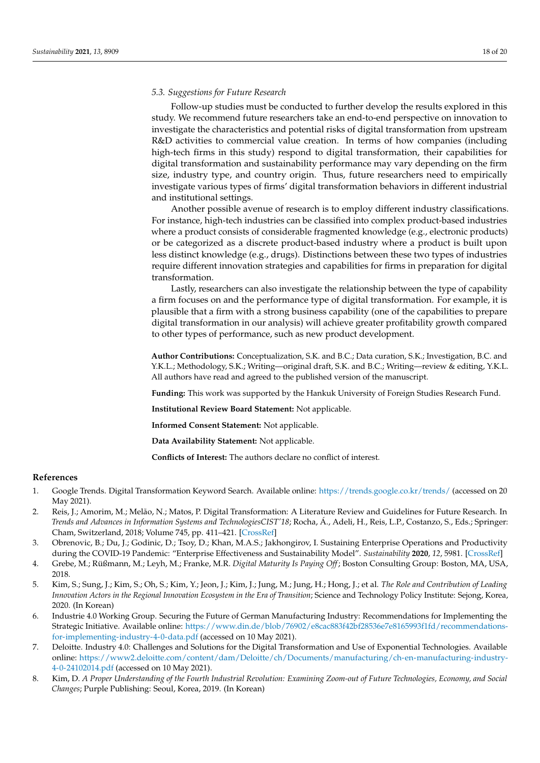### 5.3. Suggestions for Future Research

Follow-up studies must be conducted to further develop the results explored in this study. We recommend future researchers take an end-to-end perspective on innovation to investigate the characteristics and potential risks of digital transformation from upstream R&D activities to commercial value creation. In terms of how companies (including high-tech firms in this study) respond to digital transformation, their capabilities for digital transformation and sustainability performance may vary depending on the firm size, industry type, and country origin. Thus, future researchers need to empirically investigate various types of firms' digital transformation behaviors in different industrial and institutional settings.

Another possible avenue of research is to employ different industry classifications. For instance, high-tech industries can be classified into complex product-based industries where a product consists of considerable fragmented knowledge (e.g., electronic products) or be categorized as a discrete product-based industry where a product is built upon less distinct knowledge (e.g., drugs). Distinctions between these two types of industries require different innovation strategies and capabilities for firms in preparation for digital transformation.

Lastly, researchers can also investigate the relationship between the type of capability a firm focuses on and the performance type of digital transformation. For example, it is plausible that a firm with a strong business capability (one of the capabilities to prepare digital transformation in our analysis) will achieve greater profitability growth compared to other types of performance, such as new product development.

**Author Contributions:** Conceptualization, S.K. and B.C.; Data curation, S.K.; Investigation, B.C. and Y.K.L.; Methodology, S.K.; Writing—original draft, S.K. and B.C.; Writing—review & editing, Y.K.L. All authors have read and agreed to the published version of the manuscript.

**Funding:** This work was supported by the Hankuk University of Foreign Studies Research Fund.

**Institutional Review Board Statement:** Not applicable.

**Informed Consent Statement:** Not applicable.

**Data Availability Statement:** Not applicable.

**Conflicts of Interest:** The authors declare no conflict of interest.

## References

1. Google Trends. Digital Transformation Keyword Search. Available online: https://trends.google.co.kr/trends/ (accessed on 20 May 2021).
2. Reis, J.; Amorim, M.; Melão, N.; Matos, P. Digital Transformation: A Literature Review and Guidelines for Future Research. In *Trends and Advances in Information Systems and TechnologiesCIST'18*; Rocha, Á., Adeli, H., Reis, L.P., Costanzo, S., Eds.; Springer: Cham, Switzerland, 2018; Volume 745, pp. 411–421. [CrossRef]
3. Obrenovic, B.; Du, J.; Godinic, D.; Tsoy, D.; Khan, M.A.S.; Jakhongirov, I. Sustaining Enterprise Operations and Productivity during the COVID-19 Pandemic: "Enterprise Effectiveness and Sustainability Model". *Sustainability* **2020**, *12*, 5981. [CrossRef]
4. Grebe, M.; Rüßmann, M.; Leyh, M.; Franke, M.R. *Digital Maturity Is Paying Off*; Boston Consulting Group: Boston, MA, USA, 2018.
5. Kim, S.; Sung, J.; Kim, S.; Oh, S.; Kim, Y.; Jeon, J.; Kim, J.; Jung, M.; Jung, H.; Hong, J.; et al. *The Role and Contribution of Leading Innovation Actors in the Regional Innovation Ecosystem in the Era of Transition*; Science and Technology Policy Institute: Sejong, Korea, 2020. (In Korean)
6. Industrie 4.0 Working Group. Securing the Future of German Manufacturing Industry: Recommendations for Implementing the Strategic Initiative. Available online: https://www.din.de/blob/76902/e8cac883f42bf28536e7e8165993f1fd/recommendations-for-implementing-industry-4-0-data.pdf (accessed on 10 May 2021).
7. Deloitte. Industry 4.0: Challenges and Solutions for the Digital Transformation and Use of Exponential Technologies. Available online: https://www2.deloitte.com/content/dam/Deloitte/ch/Documents/manufacturing/ch-en-manufacturing-industry-4-0-24102014.pdf (accessed on 10 May 2021).
8. Kim, D. *A Proper Understanding of the Fourth Industrial Revolution: Examining Zoom-out of Future Technologies, Economy, and Social Changes*; Purple Publishing: Seoul, Korea, 2019. (In Korean)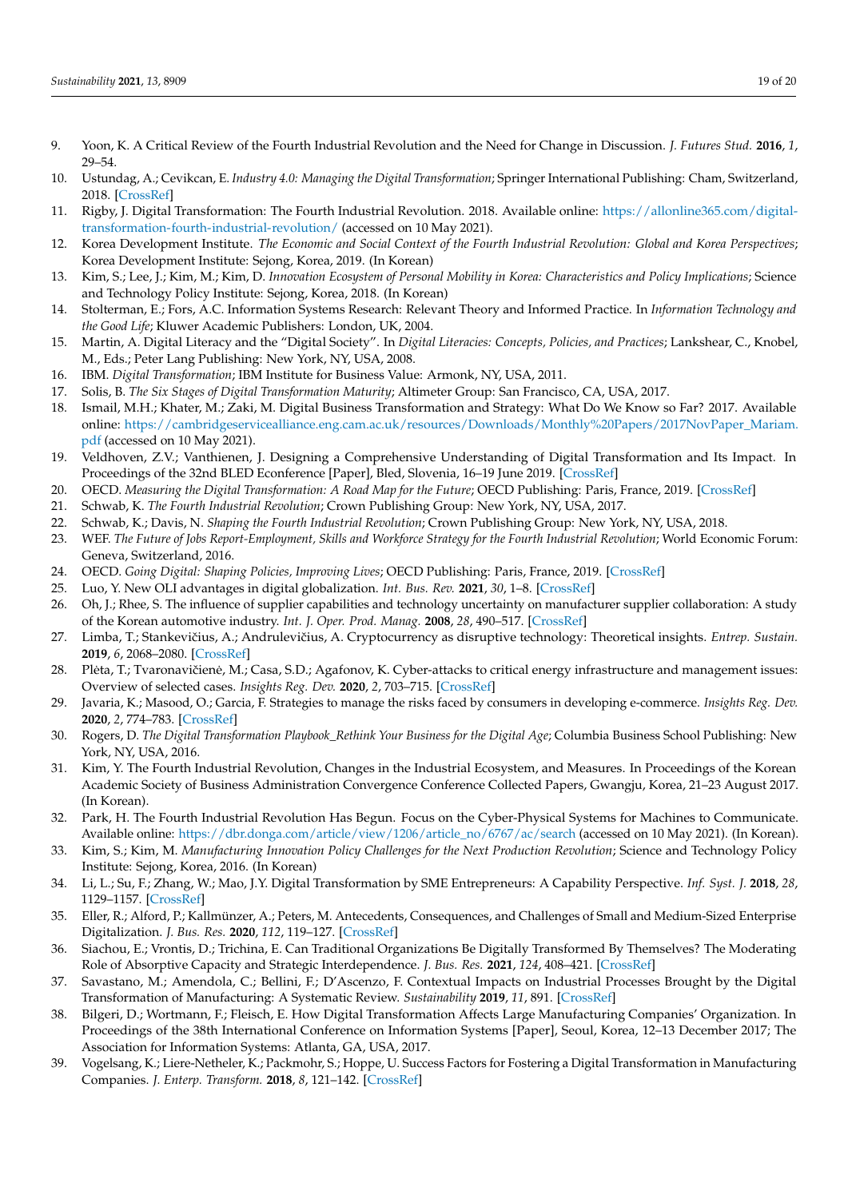9. Yoon, K. A Critical Review of the Fourth Industrial Revolution and the Need for Change in Discussion. *J. Futures Stud.* **2016**, *1*, 29–54.
10. Ustundag, A.; Cevikcan, E. *Industry 4.0: Managing the Digital Transformation*; Springer International Publishing: Cham, Switzerland, 2018. [CrossRef]
11. Rigby, J. Digital Transformation: The Fourth Industrial Revolution. 2018. Available online: https://allonline365.com/digital-transformation-fourth-industrial-revolution/ (accessed on 10 May 2021).
12. Korea Development Institute. *The Economic and Social Context of the Fourth Industrial Revolution: Global and Korea Perspectives*; Korea Development Institute: Sejong, Korea, 2019. (In Korean)
13. Kim, S.; Lee, J.; Kim, M.; Kim, D. *Innovation Ecosystem of Personal Mobility in Korea: Characteristics and Policy Implications*; Science and Technology Policy Institute: Sejong, Korea, 2018. (In Korean)
14. Stolterman, E.; Fors, A.C. Information Systems Research: Relevant Theory and Informed Practice. In *Information Technology and the Good Life*; Kluwer Academic Publishers: London, UK, 2004.
15. Martin, A. Digital Literacy and the "Digital Society". In *Digital Literacies: Concepts, Policies, and Practices*; Lankshear, C., Knobel, M., Eds.; Peter Lang Publishing: New York, NY, USA, 2008.
16. IBM. *Digital Transformation*; IBM Institute for Business Value: Armonk, NY, USA, 2011.
17. Solis, B. *The Six Stages of Digital Transformation Maturity*; Altimeter Group: San Francisco, CA, USA, 2017.
18. Ismail, M.H.; Khater, M.; Zaki, M. Digital Business Transformation and Strategy: What Do We Know so Far? 2017. Available online: https://cambridgeservicealliance.eng.cam.ac.uk/resources/Downloads/Monthly%20Papers/2017NovPaper_Mariam.pdf (accessed on 10 May 2021).
19. Veldhoven, Z.V.; Vanthienen, J. Designing a Comprehensive Understanding of Digital Transformation and Its Impact. In Proceedings of the 32nd BLED Econference [Paper], Bled, Slovenia, 16–19 June 2019. [CrossRef]
20. OECD. *Measuring the Digital Transformation: A Road Map for the Future*; OECD Publishing: Paris, France, 2019. [CrossRef]
21. Schwab, K. *The Fourth Industrial Revolution*; Crown Publishing Group: New York, NY, USA, 2017.
22. Schwab, K.; Davis, N. *Shaping the Fourth Industrial Revolution*; Crown Publishing Group: New York, NY, USA, 2018.
23. WEF. *The Future of Jobs Report-Employment, Skills and Workforce Strategy for the Fourth Industrial Revolution*; World Economic Forum: Geneva, Switzerland, 2016.
24. OECD. *Going Digital: Shaping Policies, Improving Lives*; OECD Publishing: Paris, France, 2019. [CrossRef]
25. Luo, Y. New OLI advantages in digital globalization. *Int. Bus. Rev.* **2021**, *30*, 1–8. [CrossRef]
26. Oh, J.; Rhee, S. The influence of supplier capabilities and technology uncertainty on manufacturer supplier collaboration: A study of the Korean automotive industry. *Int. J. Oper. Prod. Manag.* **2008**, *28*, 490–517. [CrossRef]
27. Limba, T.; Stankevičius, A.; Andrulevičius, A. Cryptocurrency as disruptive technology: Theoretical insights. *Entrep. Sustain.* **2019**, *6*, 2068–2080. [CrossRef]
28. Plėta, T.; Tvaronavičienė, M.; Casa, S.D.; Agafonov, K. Cyber-attacks to critical energy infrastructure and management issues: Overview of selected cases. *Insights Reg. Dev.* **2020**, *2*, 703–715. [CrossRef]
29. Javaria, K.; Masood, O.; Garcia, F. Strategies to manage the risks faced by consumers in developing e-commerce. *Insights Reg. Dev.* **2020**, *2*, 774–783. [CrossRef]
30. Rogers, D. *The Digital Transformation Playbook_Rethink Your Business for the Digital Age*; Columbia Business School Publishing: New York, NY, USA, 2016.
31. Kim, Y. The Fourth Industrial Revolution, Changes in the Industrial Ecosystem, and Measures. In Proceedings of the Korean Academic Society of Business Administration Convergence Conference Collected Papers, Gwangju, Korea, 21–23 August 2017. (In Korean).
32. Park, H. The Fourth Industrial Revolution Has Begun. Focus on the Cyber-Physical Systems for Machines to Communicate. Available online: https://dbr.donga.com/article/view/1206/article_no/6767/ac/search (accessed on 10 May 2021). (In Korean).
33. Kim, S.; Kim, M. *Manufacturing Innovation Policy Challenges for the Next Production Revolution*; Science and Technology Policy Institute: Sejong, Korea, 2016. (In Korean)
34. Li, L.; Su, F.; Zhang, W.; Mao, J.Y. Digital Transformation by SME Entrepreneurs: A Capability Perspective. *Inf. Syst. J.* **2018**, *28*, 1129–1157. [CrossRef]
35. Eller, R.; Alford, P.; Kallmünzer, A.; Peters, M. Antecedents, Consequences, and Challenges of Small and Medium-Sized Enterprise Digitalization. *J. Bus. Res.* **2020**, *112*, 119–127. [CrossRef]
36. Siachou, E.; Vrontis, D.; Trichina, E. Can Traditional Organizations Be Digitally Transformed By Themselves? The Moderating Role of Absorptive Capacity and Strategic Interdependence. *J. Bus. Res.* **2021**, *124*, 408–421. [CrossRef]
37. Savastano, M.; Amendola, C.; Bellini, F.; D'Ascenzo, F. Contextual Impacts on Industrial Processes Brought by the Digital Transformation of Manufacturing: A Systematic Review. *Sustainability* **2019**, *11*, 891. [CrossRef]
38. Bilgeri, D.; Wortmann, F.; Fleisch, E. How Digital Transformation Affects Large Manufacturing Companies' Organization. In Proceedings of the 38th International Conference on Information Systems [Paper], Seoul, Korea, 12–13 December 2017; The Association for Information Systems: Atlanta, GA, USA, 2017.
39. Vogelsang, K.; Liere-Netheler, K.; Packmohr, S.; Hoppe, U. Success Factors for Fostering a Digital Transformation in Manufacturing Companies. *J. Enterp. Transform.* **2018**, *8*, 121–142. [CrossRef]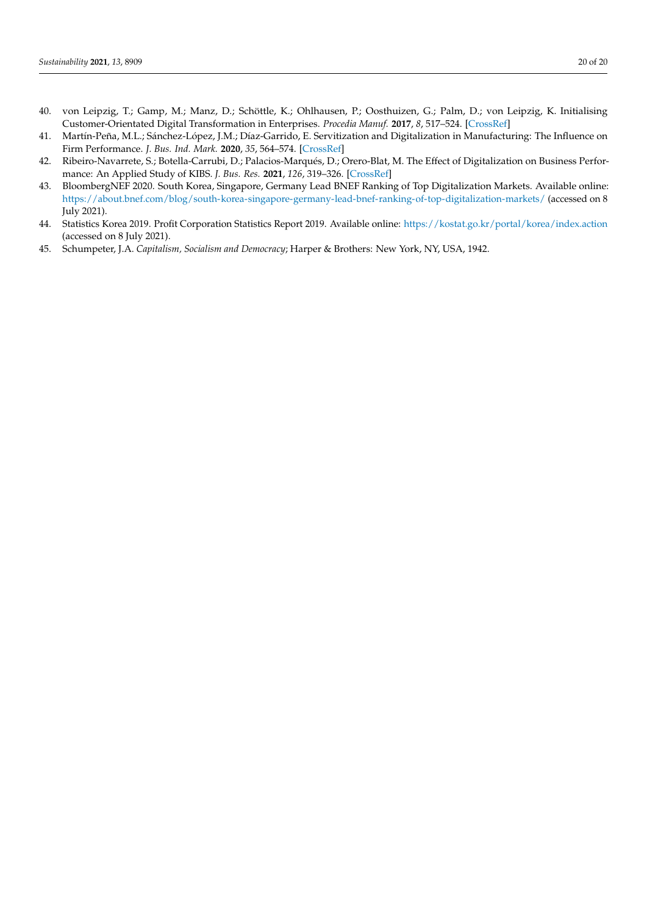40. von Leipzig, T.; Gamp, M.; Manz, D.; Schöttle, K.; Ohlhausen, P.; Oosthuizen, G.; Palm, D.; von Leipzig, K. Initialising Customer-Orientated Digital Transformation in Enterprises. *Procedia Manuf.* **2017**, *8*, 517–524. [CrossRef]
41. Martín-Peña, M.L.; Sánchez-López, J.M.; Díaz-Garrido, E. Servitization and Digitalization in Manufacturing: The Influence on Firm Performance. *J. Bus. Ind. Mark.* **2020**, *35*, 564–574. [CrossRef]
42. Ribeiro-Navarrete, S.; Botella-Carrubi, D.; Palacios-Marqués, D.; Orero-Blat, M. The Effect of Digitalization on Business Performance: An Applied Study of KIBS. *J. Bus. Res.* **2021**, *126*, 319–326. [CrossRef]
43. BloombergNEF 2020. South Korea, Singapore, Germany Lead BNEF Ranking of Top Digitalization Markets. Available online: https://about.bnef.com/blog/south-korea-singapore-germany-lead-bnef-ranking-of-top-digitalization-markets/ (accessed on 8 July 2021).
44. Statistics Korea 2019. Profit Corporation Statistics Report 2019. Available online: https://kostat.go.kr/portal/korea/index.action (accessed on 8 July 2021).
45. Schumpeter, J.A. *Capitalism, Socialism and Democracy*; Harper & Brothers: New York, NY, USA, 1942.